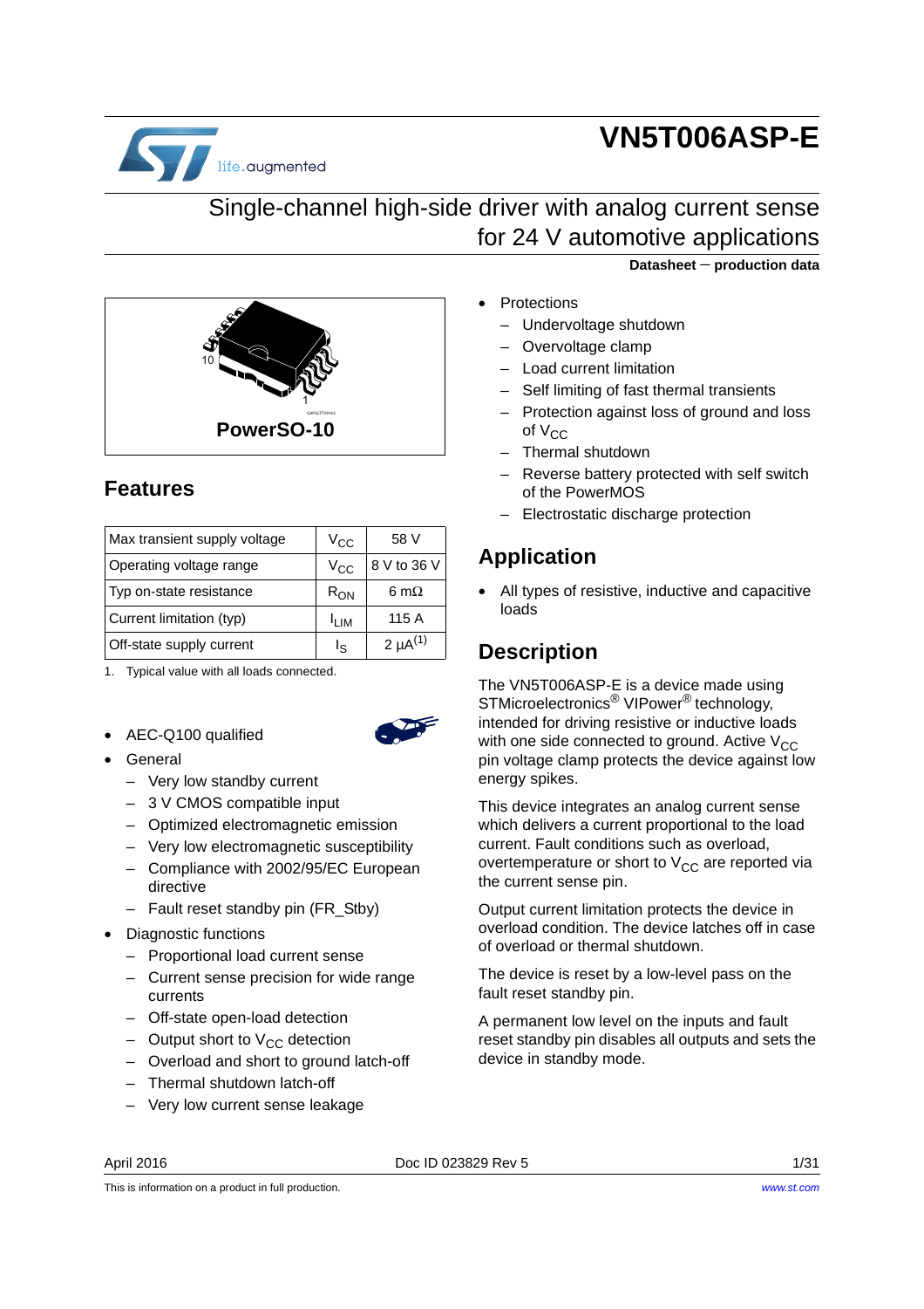# VN5T006ASP-E

## Single-channel high-side driver with analog current sense for 24 V automotive applications

**Datasheet − production data**

PowerSO-10

## Features

| Max transient supply voltage | $V_{CC}$ | 58 V |
|---|---|---|
| Operating voltage range | $V_{CC}$ | 8 V to 36 V |
| Typ on-state resistance | $R_{ON}$ | 6 mΩ |
| Current limitation (typ) | $I_{LIM}$ | 115 A |
| Off-state supply current | $I_S$ | 2 µA[1] |

1. Typical value with all loads connected.

- AEC-Q100 qualified
- General
  - Very low standby current
  - 3 V CMOS compatible input
  - Optimized electromagnetic emission
  - Very low electromagnetic susceptibility
  - Compliance with 2002/95/EC European directive
  - Fault reset standby pin (FR_Stby)
- Diagnostic functions
  - Proportional load current sense
  - Current sense precision for wide range currents
  - Off-state open-load detection
  - Output short to $V_{CC}$ detection
  - Overload and short to ground latch-off
  - Thermal shutdown latch-off
  - Very low current sense leakage
- Protections
  - Undervoltage shutdown
  - Overvoltage clamp
  - Load current limitation
  - Self limiting of fast thermal transients
  - Protection against loss of ground and loss of $V_{CC}$
  - Thermal shutdown
  - Reverse battery protected with self switch of the PowerMOS
  - Electrostatic discharge protection

## Application

- All types of resistive, inductive and capacitive loads

## Description

The VN5T006ASP-E is a device made using STMicroelectronics® VIPower® technology, intended for driving resistive or inductive loads with one side connected to ground. Active $V_{CC}$ pin voltage clamp protects the device against low energy spikes.

This device integrates an analog current sense which delivers a current proportional to the load current. Fault conditions such as overload, overtemperature or short to $V_{CC}$ are reported via the current sense pin.

Output current limitation protects the device in overload condition. The device latches off in case of overload or thermal shutdown.

The device is reset by a low-level pass on the fault reset standby pin.

A permanent low level on the inputs and fault reset standby pin disables all outputs and sets the device in standby mode.

April 2016 Doc ID 023829 Rev 5

This is information on a product in full production. www.st.com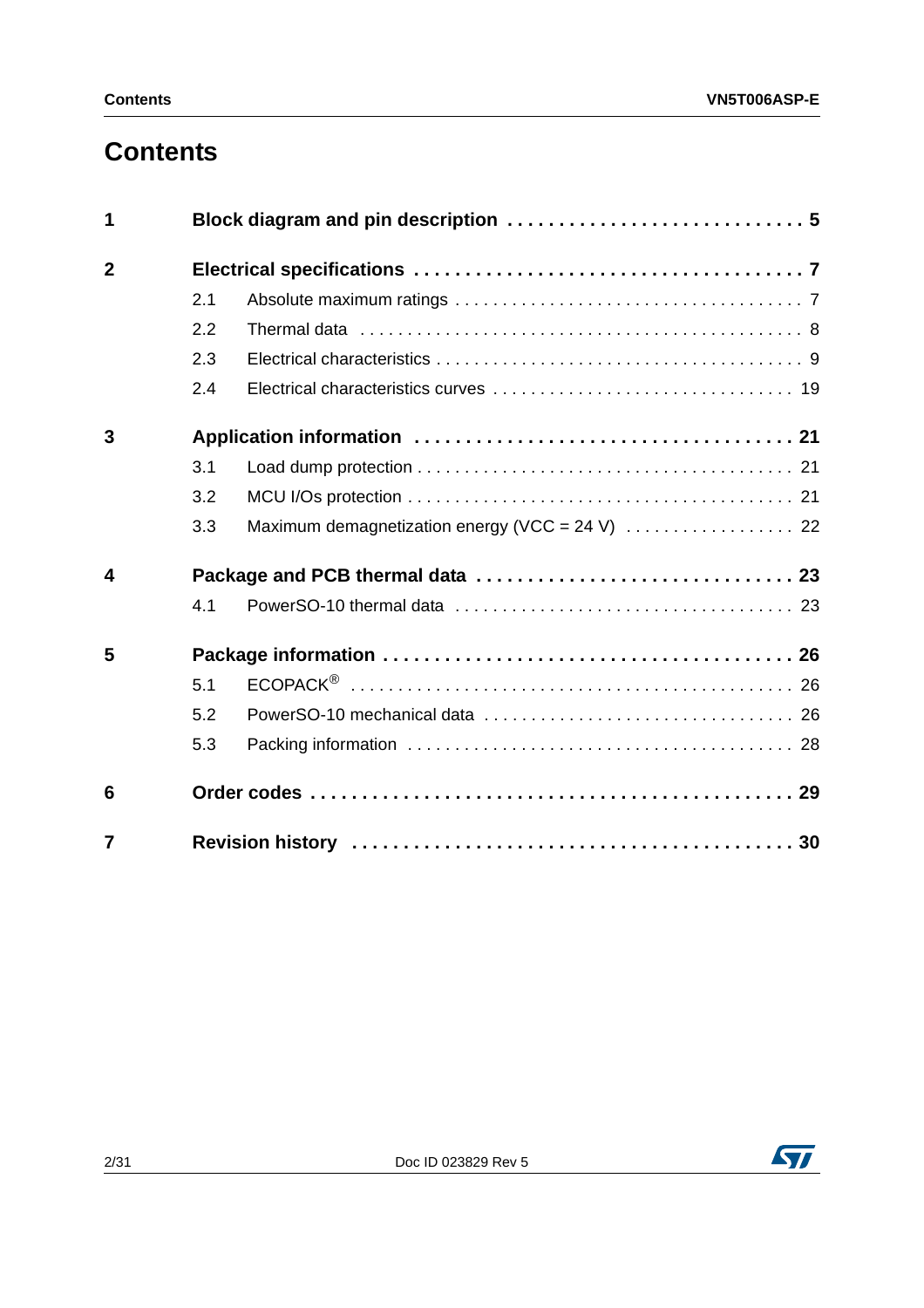# Contents

**1 Block diagram and pin description . . . . . . . . . . . . . . . . . . . . . . . . . . . . 5**

**2 Electrical specifications . . . . . . . . . . . . . . . . . . . . . . . . . . . . . . . . . . . . 7**

- 2.1 Absolute maximum ratings . . . . . . . . . . . . . . . . . . . . . . . . . . . . . . . . . . . 7
- 2.2 Thermal data . . . . . . . . . . . . . . . . . . . . . . . . . . . . . . . . . . . . . . . . . . . . . 8
- 2.3 Electrical characteristics . . . . . . . . . . . . . . . . . . . . . . . . . . . . . . . . . . . . . 9
- 2.4 Electrical characteristics curves . . . . . . . . . . . . . . . . . . . . . . . . . . . . . . . 19

**3 Application information . . . . . . . . . . . . . . . . . . . . . . . . . . . . . . . . . . . 21**

- 3.1 Load dump protection . . . . . . . . . . . . . . . . . . . . . . . . . . . . . . . . . . . . . . 21
- 3.2 MCU I/Os protection . . . . . . . . . . . . . . . . . . . . . . . . . . . . . . . . . . . . . . . 21
- 3.3 Maximum demagnetization energy (VCC = 24 V) . . . . . . . . . . . . . . . . . . 22

**4 Package and PCB thermal data . . . . . . . . . . . . . . . . . . . . . . . . . . . . . . 23**

- 4.1 PowerSO-10 thermal data . . . . . . . . . . . . . . . . . . . . . . . . . . . . . . . . . . . 23

**5 Package information . . . . . . . . . . . . . . . . . . . . . . . . . . . . . . . . . . . . . . 26**

- 5.1 ECOPACK® . . . . . . . . . . . . . . . . . . . . . . . . . . . . . . . . . . . . . . . . . . . . . 26
- 5.2 PowerSO-10 mechanical data . . . . . . . . . . . . . . . . . . . . . . . . . . . . . . . 26
- 5.3 Packing information . . . . . . . . . . . . . . . . . . . . . . . . . . . . . . . . . . . . . . . 28

**6 Order codes . . . . . . . . . . . . . . . . . . . . . . . . . . . . . . . . . . . . . . . . . . . . . 29**

**7 Revision history . . . . . . . . . . . . . . . . . . . . . . . . . . . . . . . . . . . . . . . . . . 30**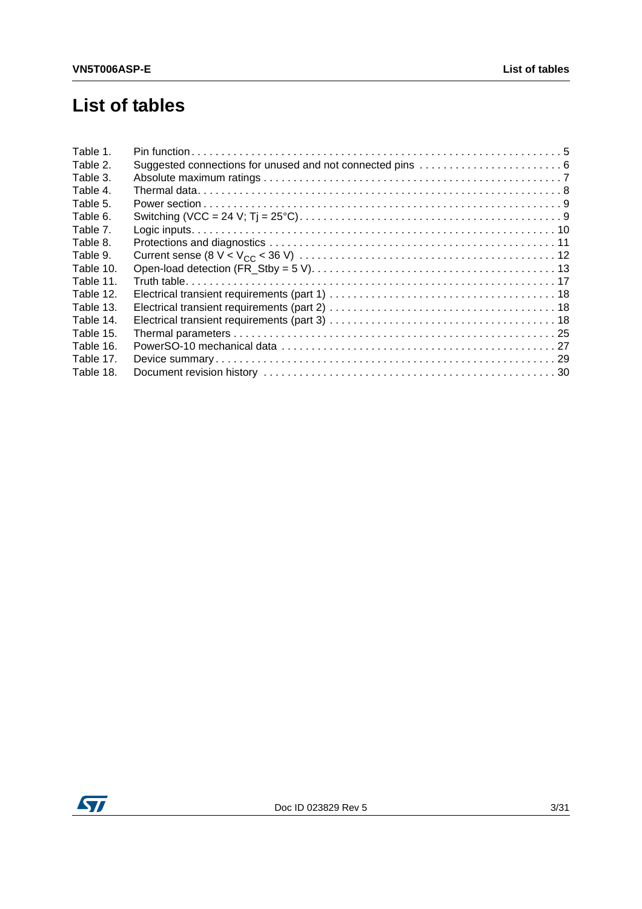# List of tables

| | | |
|---|---|---|
| Table 1. | Pin function | 5 |
| Table 2. | Suggested connections for unused and not connected pins | 6 |
| Table 3. | Absolute maximum ratings | 7 |
| Table 4. | Thermal data | 8 |
| Table 5. | Power section | 9 |
| Table 6. | Switching (VCC = 24 V; Tj = 25°C) | 9 |
| Table 7. | Logic inputs | 10 |
| Table 8. | Protections and diagnostics | 11 |
| Table 9. | Current sense (8 V < $V_{CC}$ < 36 V) | 12 |
| Table 10. | Open-load detection (FR_Stby = 5 V) | 13 |
| Table 11. | Truth table | 17 |
| Table 12. | Electrical transient requirements (part 1) | 18 |
| Table 13. | Electrical transient requirements (part 2) | 18 |
| Table 14. | Electrical transient requirements (part 3) | 18 |
| Table 15. | Thermal parameters | 25 |
| Table 16. | PowerSO-10 mechanical data | 27 |
| Table 17. | Device summary | 29 |
| Table 18. | Document revision history | 30 |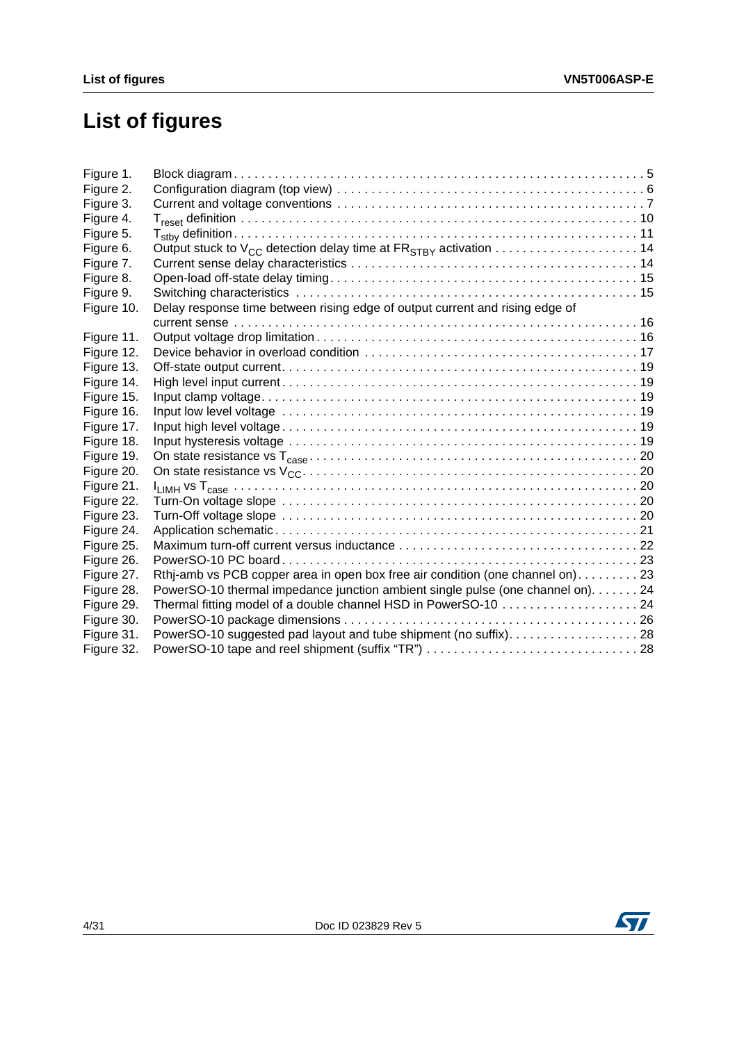# List of figures

| | | |
|---|---|---|
| Figure 1. | Block diagram | 5 |
| Figure 2. | Configuration diagram (top view) | 6 |
| Figure 3. | Current and voltage conventions | 7 |
| Figure 4. | $T_{reset}$ definition | 10 |
| Figure 5. | $T_{stby}$ definition | 11 |
| Figure 6. | Output stuck to $V_{CC}$ detection delay time at $FR_{STBY}$ activation | 14 |
| Figure 7. | Current sense delay characteristics | 14 |
| Figure 8. | Open-load off-state delay timing | 15 |
| Figure 9. | Switching characteristics | 15 |
| Figure 10. | Delay response time between rising edge of output current and rising edge of current sense | 16 |
| Figure 11. | Output voltage drop limitation | 16 |
| Figure 12. | Device behavior in overload condition | 17 |
| Figure 13. | Off-state output current | 19 |
| Figure 14. | High level input current | 19 |
| Figure 15. | Input clamp voltage | 19 |
| Figure 16. | Input low level voltage | 19 |
| Figure 17. | Input high level voltage | 19 |
| Figure 18. | Input hysteresis voltage | 19 |
| Figure 19. | On state resistance vs $T_{case}$ | 20 |
| Figure 20. | On state resistance vs $V_{CC}$ | 20 |
| Figure 21. | $I_{LIMH}$ vs $T_{case}$ | 20 |
| Figure 22. | Turn-On voltage slope | 20 |
| Figure 23. | Turn-Off voltage slope | 20 |
| Figure 24. | Application schematic | 21 |
| Figure 25. | Maximum turn-off current versus inductance | 22 |
| Figure 26. | PowerSO-10 PC board | 23 |
| Figure 27. | Rthj-amb vs PCB copper area in open box free air condition (one channel on) | 23 |
| Figure 28. | PowerSO-10 thermal impedance junction ambient single pulse (one channel on) | 24 |
| Figure 29. | Thermal fitting model of a double channel HSD in PowerSO-10 | 24 |
| Figure 30. | PowerSO-10 package dimensions | 26 |
| Figure 31. | PowerSO-10 suggested pad layout and tube shipment (no suffix) | 28 |
| Figure 32. | PowerSO-10 tape and reel shipment (suffix "TR") | 28 |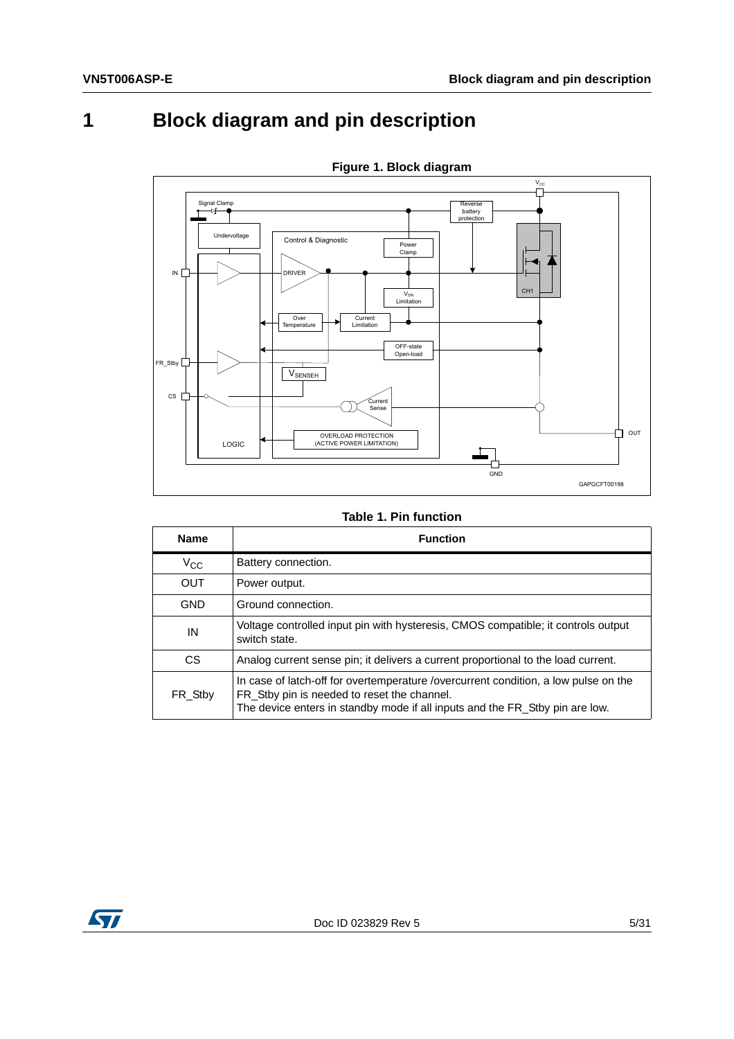# 1 Block diagram and pin description

**Figure 1. Block diagram**

**Table 1. Pin function**

| Name | Function |
|---|---|
| $V_{CC}$ | Battery connection. |
| OUT | Power output. |
| GND | Ground connection. |
| IN | Voltage controlled input pin with hysteresis, CMOS compatible; it controls output switch state. |
| CS | Analog current sense pin; it delivers a current proportional to the load current. |
| FR_Stby | In case of latch-off for overtemperature /overcurrent condition, a low pulse on the FR_Stby pin is needed to reset the channel.<br>The device enters in standby mode if all inputs and the FR_Stby pin are low. |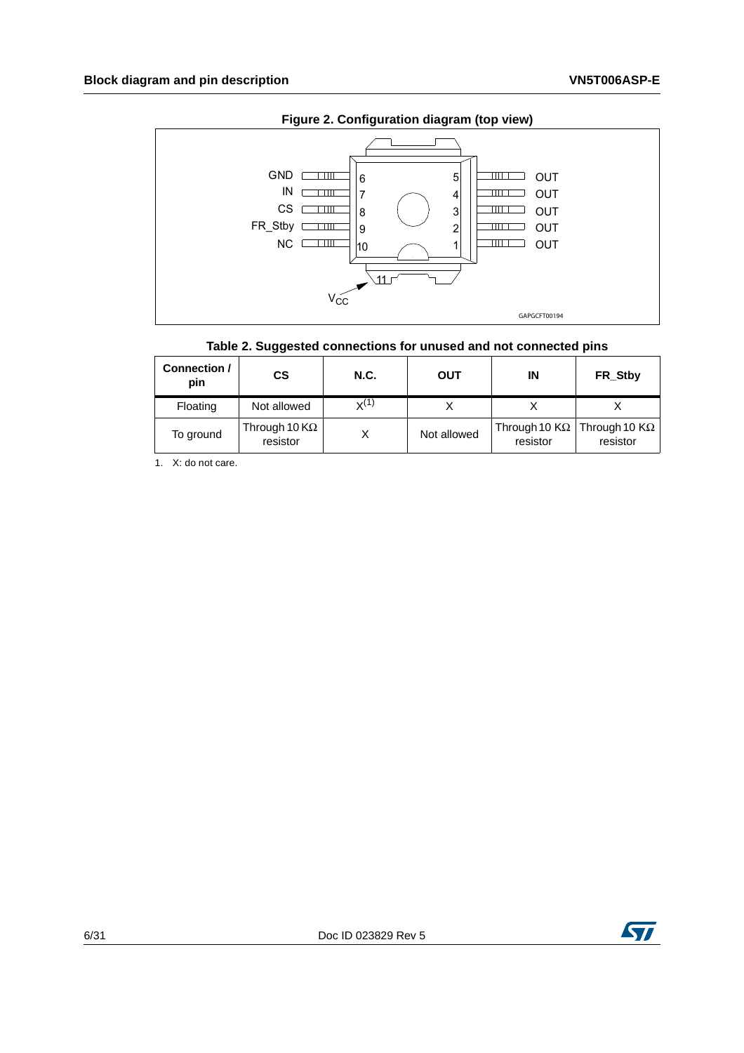**Figure 2. Configuration diagram (top view)**

GND 6, IN 7, CS 8, FR_Stby 9, NC 10, OUT 5, OUT 4, OUT 3, OUT 2, OUT 1, $V_{CC}$ 11

GAPGCFT00194

**Table 2. Suggested connections for unused and not connected pins**

| Connection / pin | CS | N.C. | OUT | IN | FR_Stby |
|---|---|---|---|---|---|
| Floating | Not allowed | X[(1)] | X | X | X |
| To ground | Through 10 KΩ resistor | X | Not allowed | Through 10 KΩ resistor | Through 10 KΩ resistor |

1. X: do not care.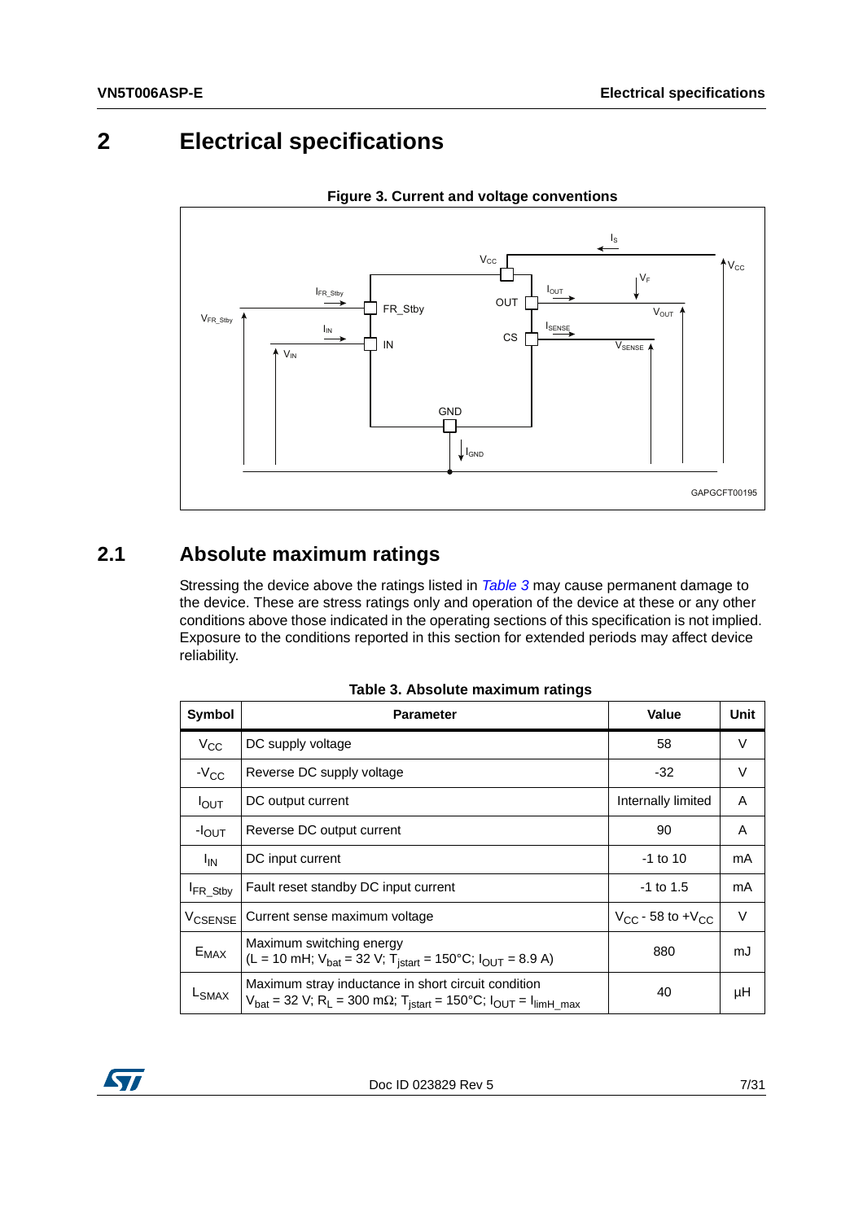# 2 Electrical specifications

**Figure 3. Current and voltage conventions**

## 2.1 Absolute maximum ratings

Stressing the device above the ratings listed in *Table 3* may cause permanent damage to the device. These are stress ratings only and operation of the device at these or any other conditions above those indicated in the operating sections of this specification is not implied. Exposure to the conditions reported in this section for extended periods may affect device reliability.

**Table 3. Absolute maximum ratings**

| Symbol | Parameter | Value | Unit |
|---|---|---|---|
| $V_{CC}$ | DC supply voltage | 58 | V |
| $-V_{CC}$ | Reverse DC supply voltage | -32 | V |
| $I_{OUT}$ | DC output current | Internally limited | A |
| $-I_{OUT}$ | Reverse DC output current | 90 | A |
| $I_{IN}$ | DC input current | -1 to 10 | mA |
| $I_{FR\_Stby}$ | Fault reset standby DC input current | -1 to 1.5 | mA |
| $V_{CSENSE}$ | Current sense maximum voltage | $V_{CC}$ - 58 to $+V_{CC}$ | V |
| $E_{MAX}$ | Maximum switching energy ($L = 10$ mH; $V_{bat} = 32$ V; $T_{jstart} = 150°C$; $I_{OUT} = 8.9$ A) | 880 | mJ |
| $L_{SMAX}$ | Maximum stray inductance in short circuit condition $V_{bat} = 32$ V; $R_L = 300$ m$\Omega$; $T_{jstart} = 150°C$; $I_{OUT} = I_{limH\_max}$ | 40 | µH |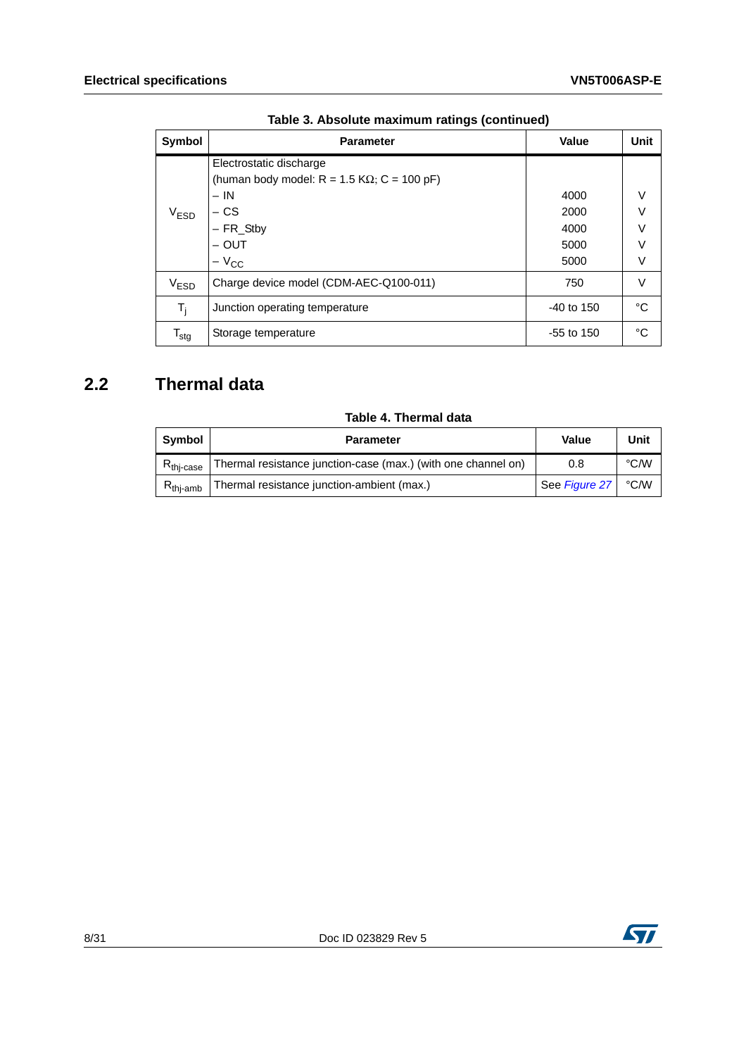Table 3. Absolute maximum ratings (continued)

| Symbol | Parameter | Value | Unit |
|---|---|---|---|
| $V_{ESD}$ | Electrostatic discharge (human body model: R = 1.5 KΩ; C = 100 pF)<br>– IN<br>– CS<br>– FR_Stby<br>– OUT<br>– $V_{CC}$ | <br><br>4000<br>2000<br>4000<br>5000<br>5000 | <br><br>V<br>V<br>V<br>V<br>V |
| $V_{ESD}$ | Charge device model (CDM-AEC-Q100-011) | 750 | V |
| $T_j$ | Junction operating temperature | -40 to 150 | °C |
| $T_{stg}$ | Storage temperature | -55 to 150 | °C |

## 2.2 Thermal data

Table 4. Thermal data

| Symbol | Parameter | Value | Unit |
|---|---|---|---|
| $R_{thj\text{-}case}$ | Thermal resistance junction-case (max.) (with one channel on) | 0.8 | °C/W |
| $R_{thj\text{-}amb}$ | Thermal resistance junction-ambient (max.) | See *Figure 27* | °C/W |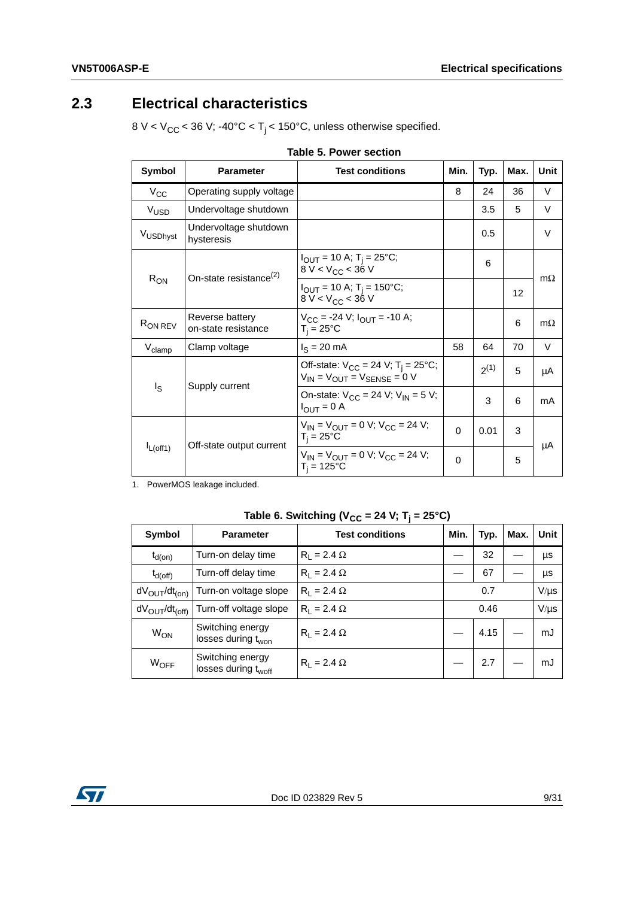## 2.3 Electrical characteristics

8 V < $V_{CC}$ < 36 V; -40°C < $T_j$ < 150°C, unless otherwise specified.

**Table 5. Power section**

| Symbol | Parameter | Test conditions | Min. | Typ. | Max. | Unit |
|---|---|---|---|---|---|---|
| $V_{CC}$ | Operating supply voltage | | 8 | 24 | 36 | V |
| $V_{USD}$ | Undervoltage shutdown | | | 3.5 | 5 | V |
| $V_{USDhyst}$ | Undervoltage shutdown hysteresis | | | 0.5 | | V |
| $R_{ON}$ | On-state resistance(2) | $I_{OUT}$ = 10 A; $T_j$ = 25°C; 8 V < $V_{CC}$ < 36 V | | 6 | | mΩ |
| | | $I_{OUT}$ = 10 A; $T_j$ = 150°C; 8 V < $V_{CC}$ < 36 V | | | 12 | mΩ |
| $R_{ON\ REV}$ | Reverse battery on-state resistance | $V_{CC}$ = -24 V; $I_{OUT}$ = -10 A; $T_j$ = 25°C | | | 6 | mΩ |
| $V_{clamp}$ | Clamp voltage | $I_S$ = 20 mA | 58 | 64 | 70 | V |
| $I_S$ | Supply current | Off-state: $V_{CC}$ = 24 V; $T_j$ = 25°C; $V_{IN}$ = $V_{OUT}$ = $V_{SENSE}$ = 0 V | | 2(1) | 5 | µA |
| | | On-state: $V_{CC}$ = 24 V; $V_{IN}$ = 5 V; $I_{OUT}$ = 0 A | | 3 | 6 | mA |
| $I_{L(off1)}$ | Off-state output current | $V_{IN}$ = $V_{OUT}$ = 0 V; $V_{CC}$ = 24 V; $T_j$ = 25°C | 0 | 0.01 | 3 | µA |
| | | $V_{IN}$ = $V_{OUT}$ = 0 V; $V_{CC}$ = 24 V; $T_j$ = 125°C | 0 | | 5 | µA |

1. PowerMOS leakage included.

**Table 6. Switching ($V_{CC}$ = 24 V; $T_j$ = 25°C)**

| Symbol | Parameter | Test conditions | Min. | Typ. | Max. | Unit |
|---|---|---|---|---|---|---|
| $t_{d(on)}$ | Turn-on delay time | $R_L$ = 2.4 Ω | — | 32 | — | µs |
| $t_{d(off)}$ | Turn-off delay time | $R_L$ = 2.4 Ω | — | 67 | — | µs |
| $dV_{OUT}/dt_{(on)}$ | Turn-on voltage slope | $R_L$ = 2.4 Ω | | 0.7 | | V/µs |
| $dV_{OUT}/dt_{(off)}$ | Turn-off voltage slope | $R_L$ = 2.4 Ω | | 0.46 | | V/µs |
| $W_{ON}$ | Switching energy losses during $t_{won}$ | $R_L$ = 2.4 Ω | — | 4.15 | — | mJ |
| $W_{OFF}$ | Switching energy losses during $t_{woff}$ | $R_L$ = 2.4 Ω | — | 2.7 | — | mJ |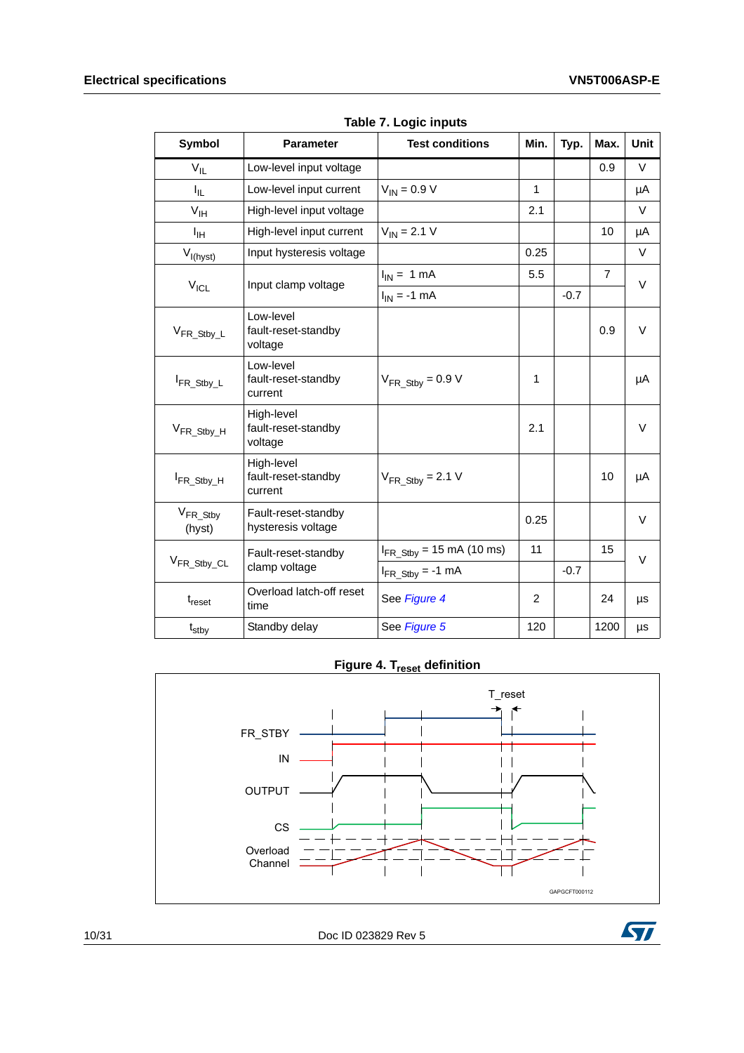Table 7. Logic inputs

| Symbol | Parameter | Test conditions | Min. | Typ. | Max. | Unit |
|---|---|---|---|---|---|---|
| $V_{IL}$ | Low-level input voltage | | | | 0.9 | V |
| $I_{IL}$ | Low-level input current | $V_{IN}$ = 0.9 V | 1 | | | µA |
| $V_{IH}$ | High-level input voltage | | 2.1 | | | V |
| $I_{IH}$ | High-level input current | $V_{IN}$ = 2.1 V | | | 10 | µA |
| $V_{I(hyst)}$ | Input hysteresis voltage | | 0.25 | | | V |
| $V_{ICL}$ | Input clamp voltage | $I_{IN}$ = 1 mA | 5.5 | | 7 | V |
| | | $I_{IN}$ = -1 mA | | -0.7 | | |
| $V_{FR\_Stby\_L}$ | Low-level fault-reset-standby voltage | | | | 0.9 | V |
| $I_{FR\_Stby\_L}$ | Low-level fault-reset-standby current | $V_{FR\_Stby}$ = 0.9 V | 1 | | | µA |
| $V_{FR\_Stby\_H}$ | High-level fault-reset-standby voltage | | 2.1 | | | V |
| $I_{FR\_Stby\_H}$ | High-level fault-reset-standby current | $V_{FR\_Stby}$ = 2.1 V | | | 10 | µA |
| $V_{FR\_Stby}$ (hyst) | Fault-reset-standby hysteresis voltage | | 0.25 | | | V |
| $V_{FR\_Stby\_CL}$ | Fault-reset-standby clamp voltage | $I_{FR\_Stby}$ = 15 mA (10 ms) | 11 | | 15 | V |
| | | $I_{FR\_Stby}$ = -1 mA | | -0.7 | | |
| $t_{reset}$ | Overload latch-off reset time | See *Figure 4* | 2 | | 24 | µs |
| $t_{stby}$ | Standby delay | See *Figure 5* | 120 | | 1200 | µs |

Figure 4. $T_{reset}$ definition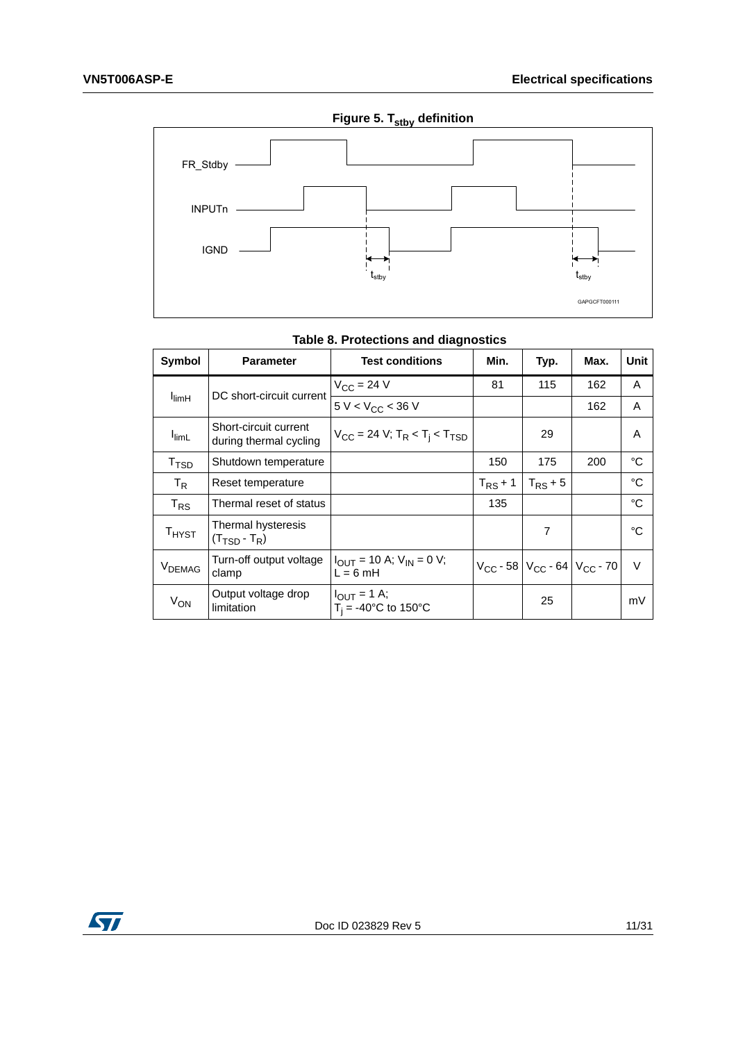**Figure 5. $T_{stby}$ definition**

**Table 8. Protections and diagnostics**

| Symbol | Parameter | Test conditions | Min. | Typ. | Max. | Unit |
|---|---|---|---|---|---|---|
| $I_{limH}$ | DC short-circuit current | $V_{CC}$ = 24 V | 81 | 115 | 162 | A |
| | | 5 V < $V_{CC}$ < 36 V | | | 162 | A |
| $I_{limL}$ | Short-circuit current during thermal cycling | $V_{CC}$ = 24 V; $T_R < T_j < T_{TSD}$ | | 29 | | A |
| $T_{TSD}$ | Shutdown temperature | | 150 | 175 | 200 | °C |
| $T_R$ | Reset temperature | | $T_{RS}$ + 1 | $T_{RS}$ + 5 | | °C |
| $T_{RS}$ | Thermal reset of status | | 135 | | | °C |
| $T_{HYST}$ | Thermal hysteresis ($T_{TSD}$ - $T_R$) | | | 7 | | °C |
| $V_{DEMAG}$ | Turn-off output voltage clamp | $I_{OUT}$ = 10 A; $V_{IN}$ = 0 V; L = 6 mH | $V_{CC}$ - 58 | $V_{CC}$ - 64 | $V_{CC}$ - 70 | V |
| $V_{ON}$ | Output voltage drop limitation | $I_{OUT}$ = 1 A; $T_j$ = -40°C to 150°C | | 25 | | mV |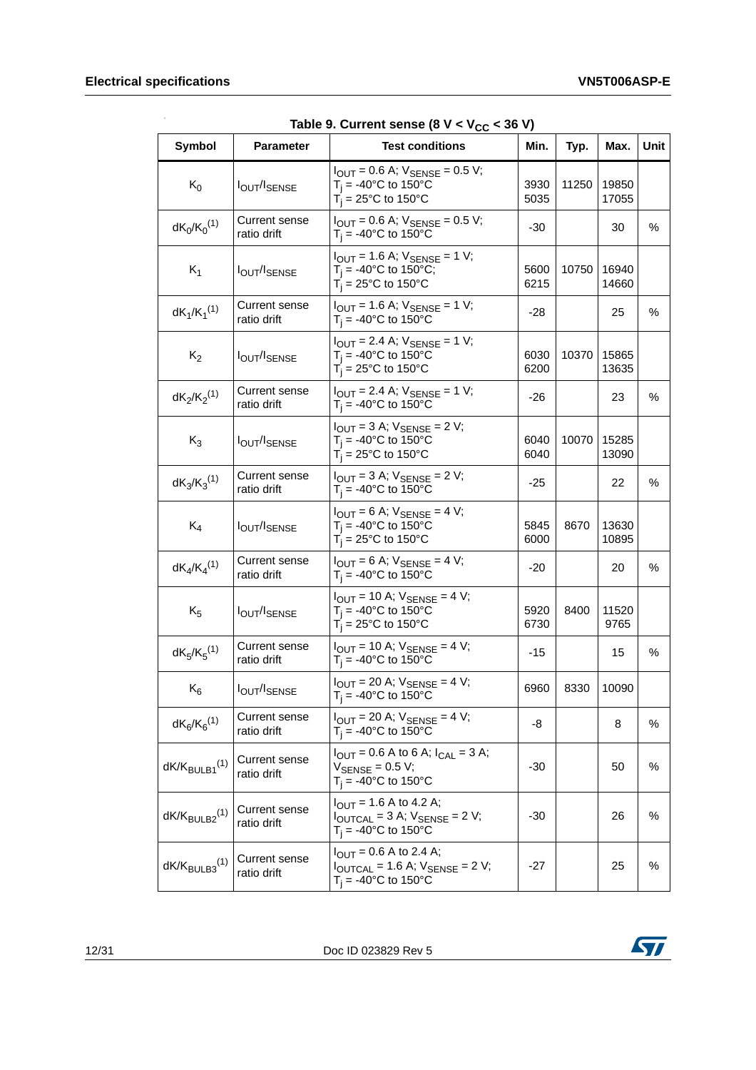**Table 9. Current sense (8 V < $V_{CC}$ < 36 V)**

| Symbol | Parameter | Test conditions | Min. | Typ. | Max. | Unit |
|---|---|---|---|---|---|---|
| $K_0$ | $I_{OUT}/I_{SENSE}$ | $I_{OUT}$ = 0.6 A; $V_{SENSE}$ = 0.5 V; $T_j$ = -40°C to 150°C<br>$T_j$ = 25°C to 150°C | 3930<br>5035 | 11250 | 19850<br>17055 | |
| $dK_0/K_0$ (1) | Current sense ratio drift | $I_{OUT}$ = 0.6 A; $V_{SENSE}$ = 0.5 V; $T_j$ = -40°C to 150°C | -30 | | 30 | % |
| $K_1$ | $I_{OUT}/I_{SENSE}$ | $I_{OUT}$ = 1.6 A; $V_{SENSE}$ = 1 V; $T_j$ = -40°C to 150°C;<br>$T_j$ = 25°C to 150°C | 5600<br>6215 | 10750 | 16940<br>14660 | |
| $dK_1/K_1$ (1) | Current sense ratio drift | $I_{OUT}$ = 1.6 A; $V_{SENSE}$ = 1 V; $T_j$ = -40°C to 150°C | -28 | | 25 | % |
| $K_2$ | $I_{OUT}/I_{SENSE}$ | $I_{OUT}$ = 2.4 A; $V_{SENSE}$ = 1 V; $T_j$ = -40°C to 150°C<br>$T_j$ = 25°C to 150°C | 6030<br>6200 | 10370 | 15865<br>13635 | |
| $dK_2/K_2$ (1) | Current sense ratio drift | $I_{OUT}$ = 2.4 A; $V_{SENSE}$ = 1 V; $T_j$ = -40°C to 150°C | -26 | | 23 | % |
| $K_3$ | $I_{OUT}/I_{SENSE}$ | $I_{OUT}$ = 3 A; $V_{SENSE}$ = 2 V; $T_j$ = -40°C to 150°C<br>$T_j$ = 25°C to 150°C | 6040<br>6040 | 10070 | 15285<br>13090 | |
| $dK_3/K_3$ (1) | Current sense ratio drift | $I_{OUT}$ = 3 A; $V_{SENSE}$ = 2 V; $T_j$ = -40°C to 150°C | -25 | | 22 | % |
| $K_4$ | $I_{OUT}/I_{SENSE}$ | $I_{OUT}$ = 6 A; $V_{SENSE}$ = 4 V; $T_j$ = -40°C to 150°C<br>$T_j$ = 25°C to 150°C | 5845<br>6000 | 8670 | 13630<br>10895 | |
| $dK_4/K_4$ (1) | Current sense ratio drift | $I_{OUT}$ = 6 A; $V_{SENSE}$ = 4 V; $T_j$ = -40°C to 150°C | -20 | | 20 | % |
| $K_5$ | $I_{OUT}/I_{SENSE}$ | $I_{OUT}$ = 10 A; $V_{SENSE}$ = 4 V; $T_j$ = -40°C to 150°C<br>$T_j$ = 25°C to 150°C | 5920<br>6730 | 8400 | 11520<br>9765 | |
| $dK_5/K_5$ (1) | Current sense ratio drift | $I_{OUT}$ = 10 A; $V_{SENSE}$ = 4 V; $T_j$ = -40°C to 150°C | -15 | | 15 | % |
| $K_6$ | $I_{OUT}/I_{SENSE}$ | $I_{OUT}$ = 20 A; $V_{SENSE}$ = 4 V; $T_j$ = -40°C to 150°C | 6960 | 8330 | 10090 | |
| $dK_6/K_6$ (1) | Current sense ratio drift | $I_{OUT}$ = 20 A; $V_{SENSE}$ = 4 V; $T_j$ = -40°C to 150°C | -8 | | 8 | % |
| $dK/K_{BULB1}$ (1) | Current sense ratio drift | $I_{OUT}$ = 0.6 A to 6 A; $I_{CAL}$ = 3 A; $V_{SENSE}$ = 0.5 V; $T_j$ = -40°C to 150°C | -30 | | 50 | % |
| $dK/K_{BULB2}$ (1) | Current sense ratio drift | $I_{OUT}$ = 1.6 A to 4.2 A; $I_{OUTCAL}$ = 3 A; $V_{SENSE}$ = 2 V; $T_j$ = -40°C to 150°C | -30 | | 26 | % |
| $dK/K_{BULB3}$ (1) | Current sense ratio drift | $I_{OUT}$ = 0.6 A to 2.4 A; $I_{OUTCAL}$ = 1.6 A; $V_{SENSE}$ = 2 V; $T_j$ = -40°C to 150°C | -27 | | 25 | % |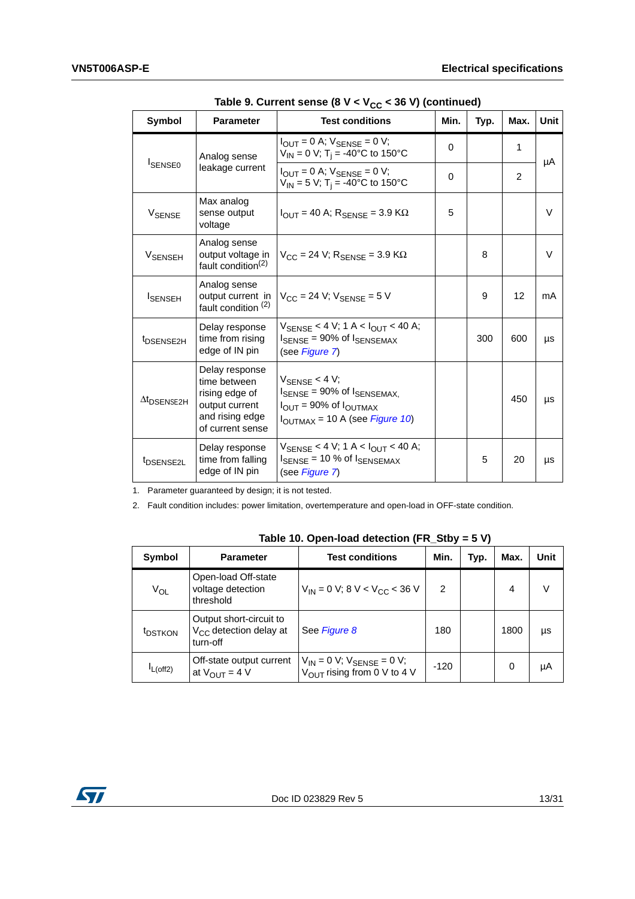**Table 9. Current sense (8 V < $V_{CC}$ < 36 V) (continued)**

| Symbol | Parameter | Test conditions | Min. | Typ. | Max. | Unit |
|---|---|---|---|---|---|---|
| $I_{SENSE0}$ | Analog sense leakage current | $I_{OUT}$ = 0 A; $V_{SENSE}$ = 0 V; $V_{IN}$ = 0 V; $T_j$ = -40°C to 150°C | 0 | | 1 | µA |
| | | $I_{OUT}$ = 0 A; $V_{SENSE}$ = 0 V; $V_{IN}$ = 5 V; $T_j$ = -40°C to 150°C | 0 | | 2 | |
| $V_{SENSE}$ | Max analog sense output voltage | $I_{OUT}$ = 40 A; $R_{SENSE}$ = 3.9 KΩ | 5 | | | V |
| $V_{SENSEH}$ | Analog sense output voltage in fault condition(2) | $V_{CC}$ = 24 V; $R_{SENSE}$ = 3.9 KΩ | | 8 | | V |
| $I_{SENSEH}$ | Analog sense output current in fault condition (2) | $V_{CC}$ = 24 V; $V_{SENSE}$ = 5 V | | 9 | 12 | mA |
| $t_{DSENSE2H}$ | Delay response time from rising edge of IN pin | $V_{SENSE}$ < 4 V; 1 A < $I_{OUT}$ < 40 A; $I_{SENSE}$ = 90% of $I_{SENSEMAX}$ (see *Figure 7*) | | 300 | 600 | µs |
| $\Delta t_{DSENSE2H}$ | Delay response time between rising edge of output current and rising edge of current sense | $V_{SENSE}$ < 4 V; $I_{SENSE}$ = 90% of $I_{SENSEMAX}$, $I_{OUT}$ = 90% of $I_{OUTMAX}$ $I_{OUTMAX}$ = 10 A (see *Figure 10*) | | | 450 | µs |
| $t_{DSENSE2L}$ | Delay response time from falling edge of IN pin | $V_{SENSE}$ < 4 V; 1 A < $I_{OUT}$ < 40 A; $I_{SENSE}$ = 10 % of $I_{SENSEMAX}$ (see *Figure 7*) | | 5 | 20 | µs |

1. Parameter guaranteed by design; it is not tested.
2. Fault condition includes: power limitation, overtemperature and open-load in OFF-state condition.

**Table 10. Open-load detection (FR_Stby = 5 V)**

| Symbol | Parameter | Test conditions | Min. | Typ. | Max. | Unit |
|---|---|---|---|---|---|---|
| $V_{OL}$ | Open-load Off-state voltage detection threshold | $V_{IN}$ = 0 V; 8 V < $V_{CC}$ < 36 V | 2 | | 4 | V |
| $t_{DSTKON}$ | Output short-circuit to $V_{CC}$ detection delay at turn-off | See *Figure 8* | 180 | | 1800 | µs |
| $I_{L(off2)}$ | Off-state output current at $V_{OUT}$ = 4 V | $V_{IN}$ = 0 V; $V_{SENSE}$ = 0 V; $V_{OUT}$ rising from 0 V to 4 V | -120 | | 0 | µA |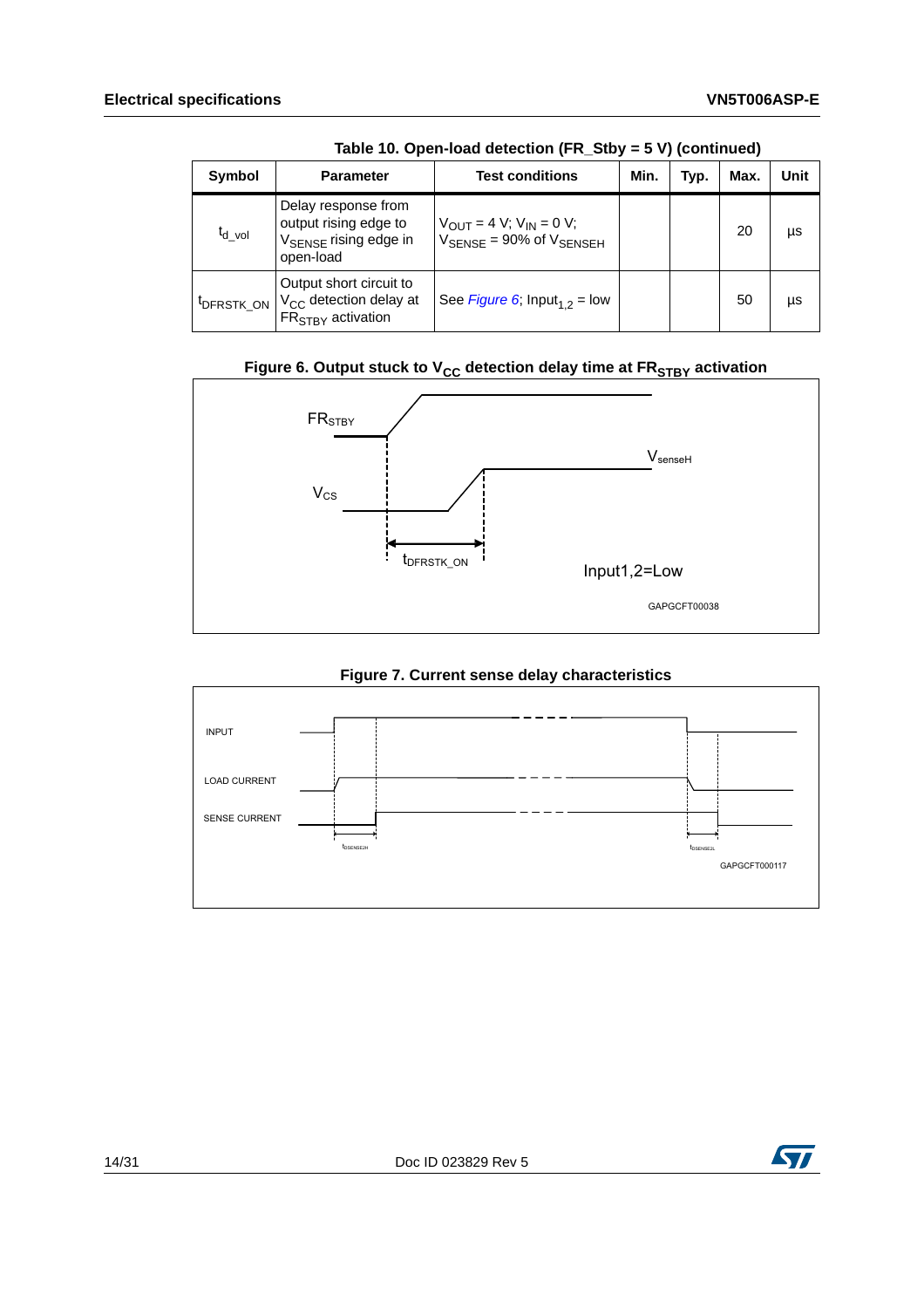Table 10. Open-load detection (FR_Stby = 5 V) (continued)

| Symbol | Parameter | Test conditions | Min. | Typ. | Max. | Unit |
|---|---|---|---|---|---|---|
| $t_{d\_vol}$ | Delay response from output rising edge to $V_{SENSE}$ rising edge in open-load | $V_{OUT}$ = 4 V; $V_{IN}$ = 0 V; $V_{SENSE}$ = 90% of $V_{SENSEH}$ | | | 20 | µs |
| $t_{DFRSTK\_ON}$ | Output short circuit to $V_{CC}$ detection delay at $FR_{STBY}$ activation | See *Figure 6*; $Input_{1,2}$ = low | | | 50 | µs |

Figure 6. Output stuck to $V_{CC}$ detection delay time at $FR_{STBY}$ activation

Figure 7. Current sense delay characteristics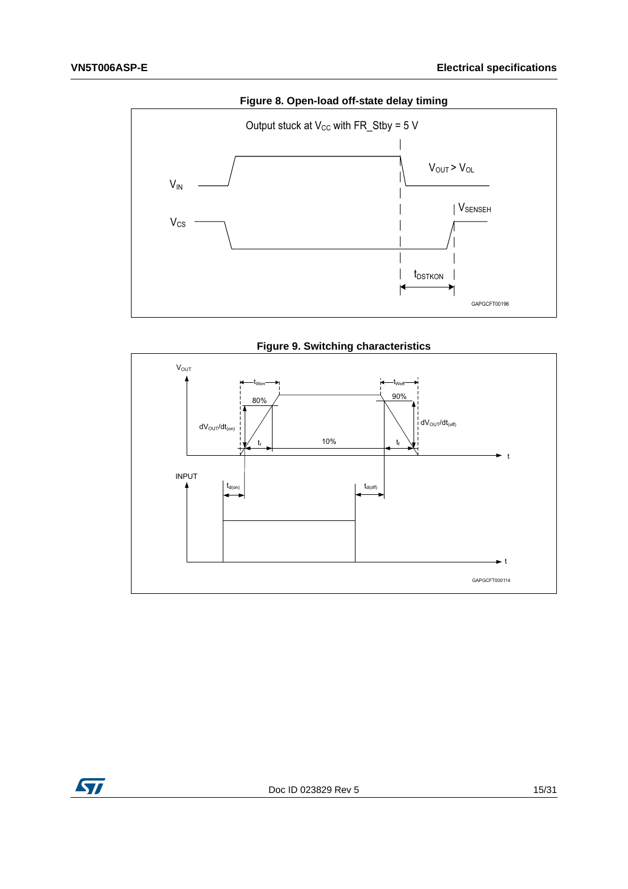**Figure 8. Open-load off-state delay timing**

Output stuck at $V_{CC}$ with FR_Stby = 5 V

$V_{IN}$

$V_{OUT} > V_{OL}$

$V_{CS}$

$V_{SENSEH}$

$t_{DSTKON}$

GAPGCFT00196

**Figure 9. Switching characteristics**

$V_{OUT}$

$t_{Won}$

$t_{Woff}$

80%

90%

$dV_{OUT}/dt_{(on)}$

$dV_{OUT}/dt_{(off)}$

$t_r$

10%

$t_f$

t

INPUT

$t_{d(on)}$

$t_{d(off)}$

t

GAPGCFT000114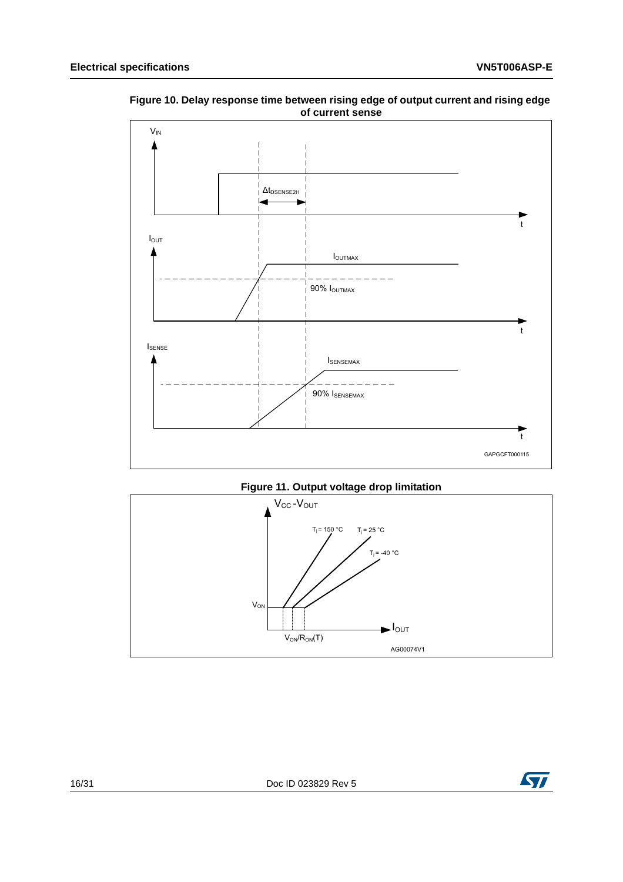**Figure 10. Delay response time between rising edge of output current and rising edge of current sense**

**Figure 11. Output voltage drop limitation**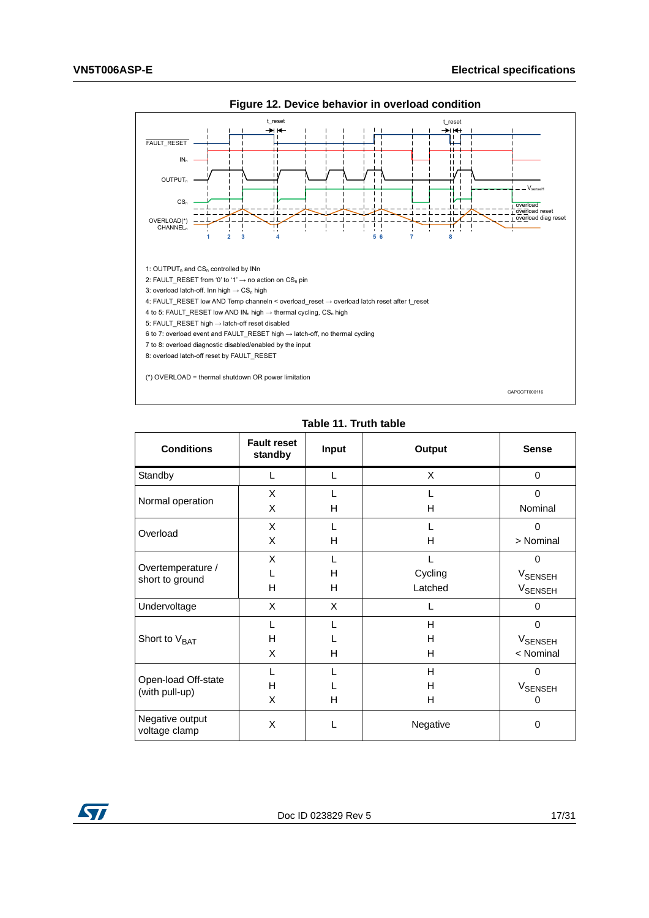**Figure 12. Device behavior in overload condition**

1: $OUTPUT_n$ and $CS_n$ controlled by INn
2: FAULT_RESET from '0' to '1' → no action on $CS_n$ pin
3: overload latch-off. Inn high → $CS_n$ high
4: FAULT_RESET low AND Temp channeln < overload_reset → overload latch reset after t_reset
4 to 5: FAULT_RESET low AND $IN_n$ high → thermal cycling, $CS_n$ high
5: FAULT_RESET high → latch-off reset disabled
6 to 7: overload event and FAULT_RESET high → latch-off, no thermal cycling
7 to 8: overload diagnostic disabled/enabled by the input
8: overload latch-off reset by FAULT_RESET

(*) OVERLOAD = thermal shutdown OR power limitation

GAPGCFT000116

**Table 11. Truth table**

| Conditions | Fault reset standby | Input | Output | Sense |
|---|---|---|---|---|
| Standby | L | L | X | 0 |
| Normal operation | X<br>X | L<br>H | L<br>H | 0<br>Nominal |
| Overload | X<br>X | L<br>H | L<br>H | 0<br>> Nominal |
| Overtemperature / short to ground | X<br>L<br>H | L<br>H<br>H | L<br>Cycling<br>Latched | 0<br>$V_{SENSEH}$<br>$V_{SENSEH}$ |
| Undervoltage | X | X | L | 0 |
| Short to $V_{BAT}$ | L<br>H<br>X | L<br>L<br>H | H<br>H<br>H | 0<br>$V_{SENSEH}$<br>< Nominal |
| Open-load Off-state (with pull-up) | L<br>H<br>X | L<br>L<br>H | H<br>H<br>H | 0<br>$V_{SENSEH}$<br>0 |
| Negative output voltage clamp | X | L | Negative | 0 |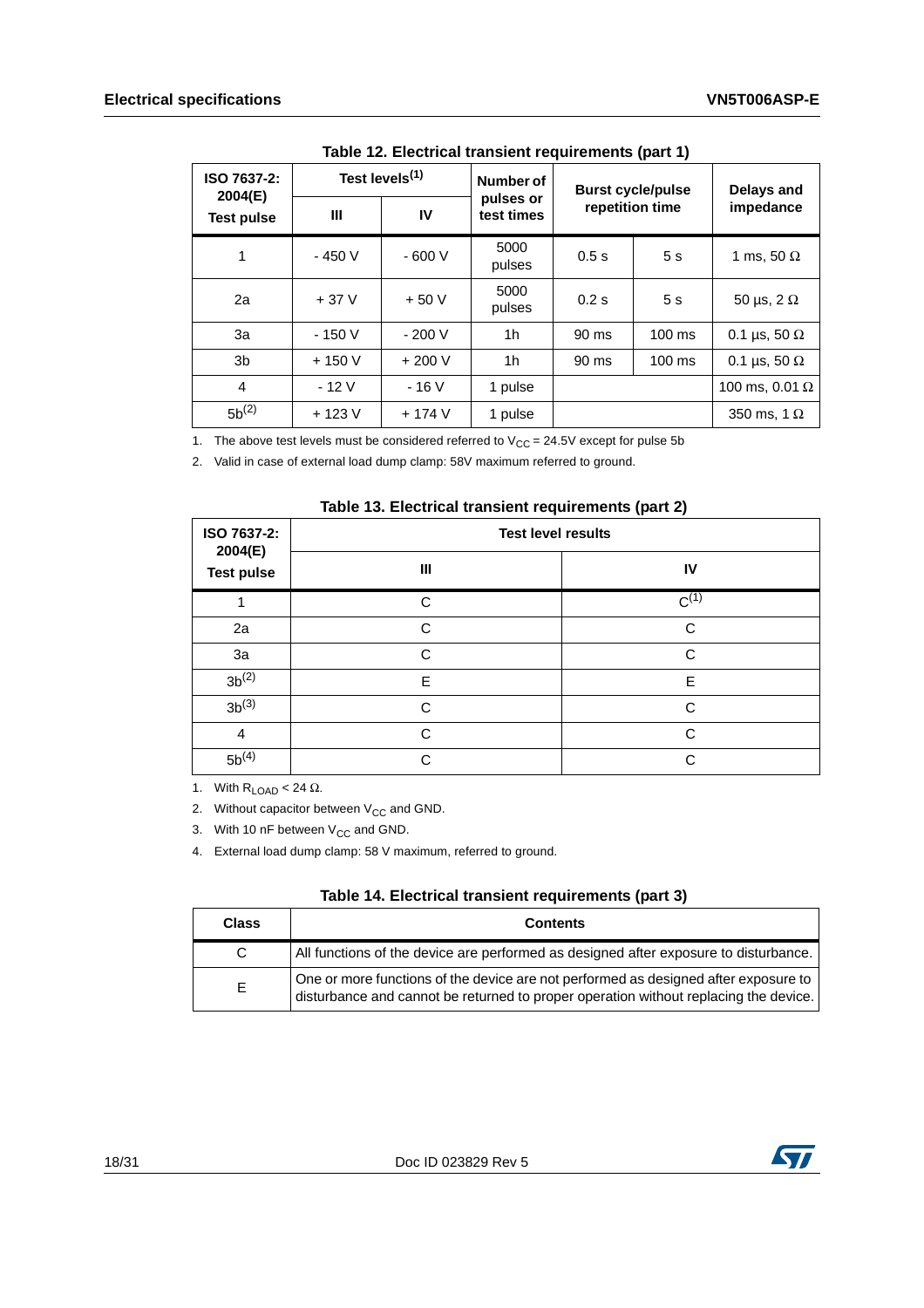**Table 12. Electrical transient requirements (part 1)**

| ISO 7637-2: 2004(E) Test pulse | Test levels[1] | | Number of pulses or test times | Burst cycle/pulse repetition time | | Delays and impedance |
|---|---|---|---|---|---|---|
| | III | IV | | | | |
| 1 | - 450 V | - 600 V | 5000 pulses | 0.5 s | 5 s | 1 ms, 50 Ω |
| 2a | + 37 V | + 50 V | 5000 pulses | 0.2 s | 5 s | 50 µs, 2 Ω |
| 3a | - 150 V | - 200 V | 1h | 90 ms | 100 ms | 0.1 µs, 50 Ω |
| 3b | + 150 V | + 200 V | 1h | 90 ms | 100 ms | 0.1 µs, 50 Ω |
| 4 | - 12 V | - 16 V | 1 pulse | | | 100 ms, 0.01 Ω |
| 5b[2] | + 123 V | + 174 V | 1 pulse | | | 350 ms, 1 Ω |

1. The above test levels must be considered referred to $V_{CC}$ = 24.5V except for pulse 5b
2. Valid in case of external load dump clamp: 58V maximum referred to ground.

**Table 13. Electrical transient requirements (part 2)**

| ISO 7637-2: 2004(E) Test pulse | Test level results | |
|---|---|---|
| | III | IV |
| 1 | C | C[1] |
| 2a | C | C |
| 3a | C | C |
| 3b[2] | E | E |
| 3b[3] | C | C |
| 4 | C | C |
| 5b[4] | C | C |

1. With $R_{LOAD}$ < 24 Ω.
2. Without capacitor between $V_{CC}$ and GND.
3. With 10 nF between $V_{CC}$ and GND.
4. External load dump clamp: 58 V maximum, referred to ground.

**Table 14. Electrical transient requirements (part 3)**

| Class | Contents |
|---|---|
| C | All functions of the device are performed as designed after exposure to disturbance. |
| E | One or more functions of the device are not performed as designed after exposure to disturbance and cannot be returned to proper operation without replacing the device. |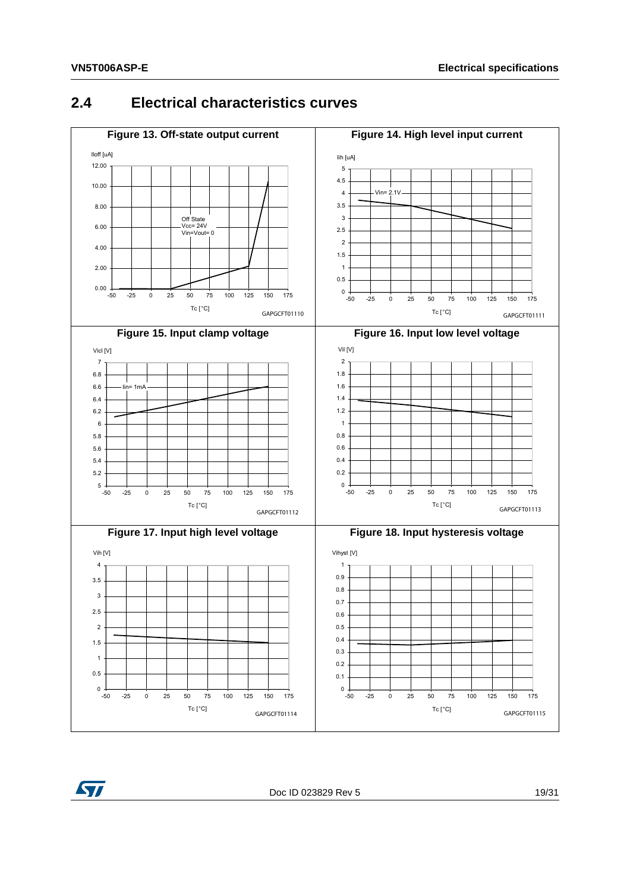## 2.4 Electrical characteristics curves

**Figure 13. Off-state output current**

Iloff [uA]

Off State
Vcc= 24V
Vin=Vout= 0

Tc [°C]

GAPGCFT01110

**Figure 14. High level input current**

Iih [uA]

Vin= 2.1V

Tc [°C]

GAPGCFT01111

**Figure 15. Input clamp voltage**

Vicl [V]

Iin= 1mA

Tc [°C]

GAPGCFT01112

**Figure 16. Input low level voltage**

Vil [V]

Tc [°C]

GAPGCFT01113

**Figure 17. Input high level voltage**

Vih [V]

Tc [°C]

GAPGCFT01114

**Figure 18. Input hysteresis voltage**

Vihyst [V]

Tc [°C]

GAPGCFT01115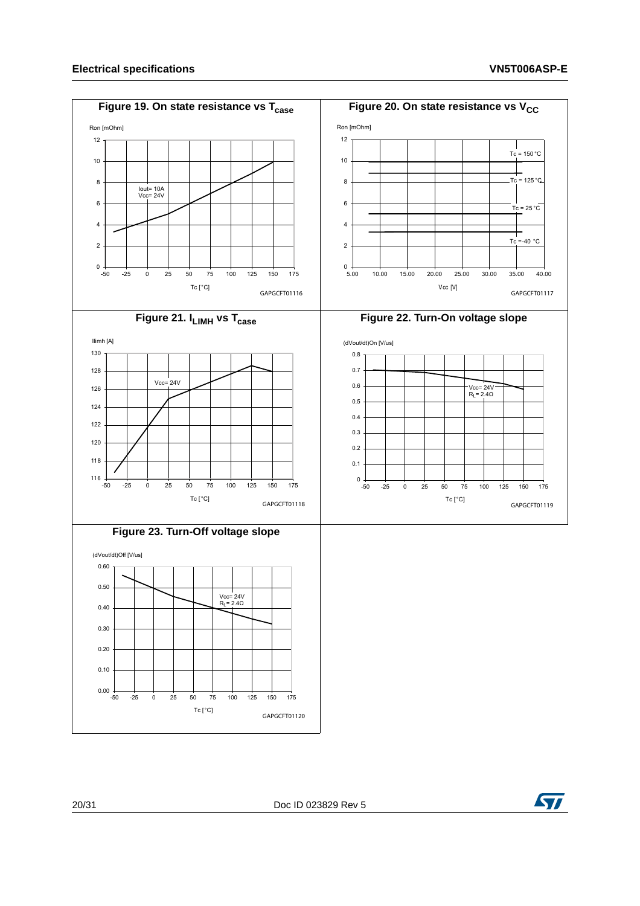**Figure 19. On state resistance vs $T_{case}$**

**Figure 20. On state resistance vs $V_{CC}$**

**Figure 21. $I_{LIMH}$ vs $T_{case}$**

**Figure 22. Turn-On voltage slope**

**Figure 23. Turn-Off voltage slope**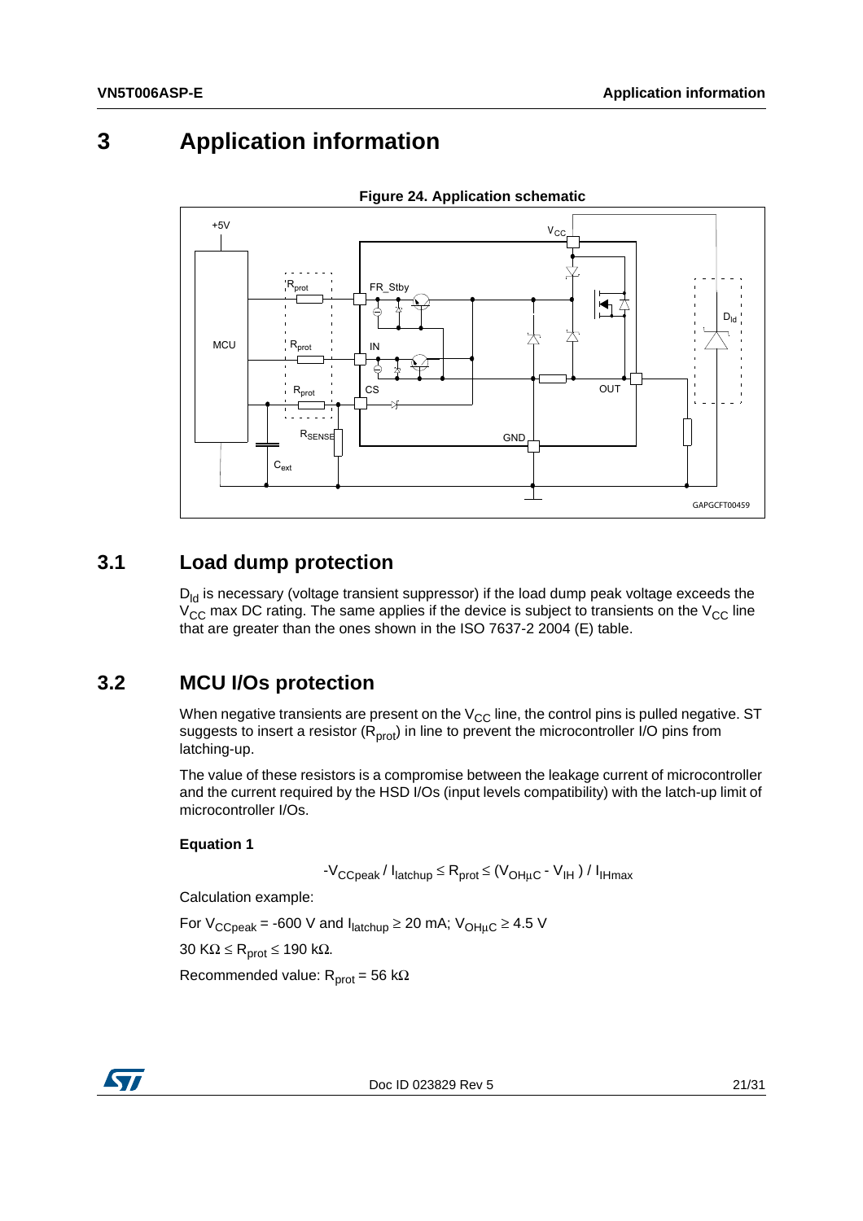# 3 Application information

**Figure 24. Application schematic**

## 3.1 Load dump protection

$D_{ld}$ is necessary (voltage transient suppressor) if the load dump peak voltage exceeds the $V_{CC}$ max DC rating. The same applies if the device is subject to transients on the $V_{CC}$ line that are greater than the ones shown in the ISO 7637-2 2004 (E) table.

## 3.2 MCU I/Os protection

When negative transients are present on the $V_{CC}$ line, the control pins is pulled negative. ST suggests to insert a resistor ($R_{prot}$) in line to prevent the microcontroller I/O pins from latching-up.

The value of these resistors is a compromise between the leakage current of microcontroller and the current required by the HSD I/Os (input levels compatibility) with the latch-up limit of microcontroller I/Os.

**Equation 1**

$$-V_{CCpeak} / I_{latchup} \leq R_{prot} \leq (V_{OH\mu C} - V_{IH}) / I_{IHmax}$$

Calculation example:

For $V_{CCpeak}$ = -600 V and $I_{latchup} \geq$ 20 mA; $V_{OH\mu C} \geq$ 4.5 V

30 KΩ ≤ $R_{prot}$ ≤ 190 kΩ.

Recommended value: $R_{prot}$ = 56 kΩ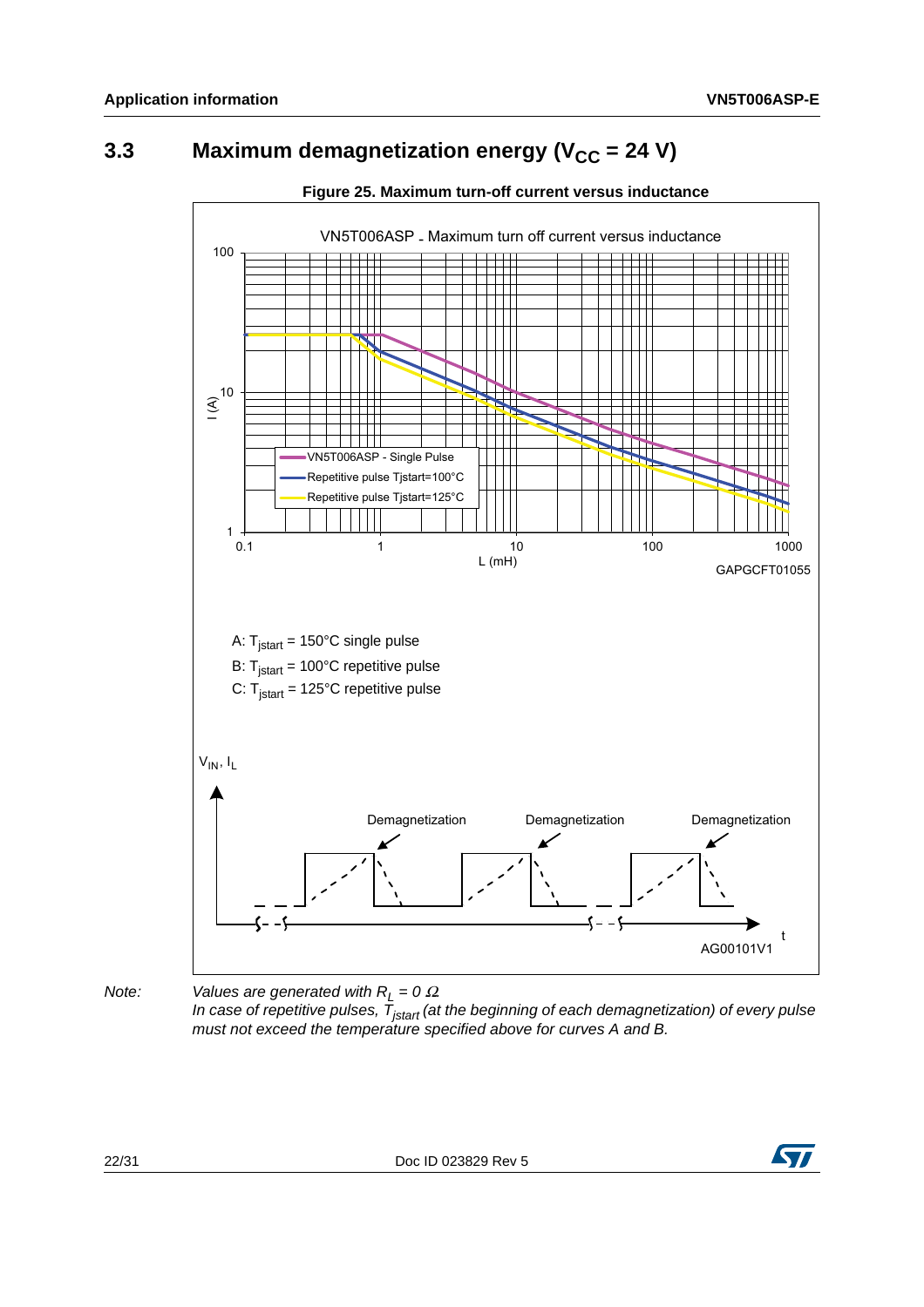### 3.3 Maximum demagnetization energy ($V_{CC}$ = 24 V)

**Figure 25. Maximum turn-off current versus inductance**

VN5T006ASP - Maximum turn off current versus inductance

A: $T_{jstart}$ = 150°C single pulse

B: $T_{jstart}$ = 100°C repetitive pulse

C: $T_{jstart}$ = 125°C repetitive pulse

*Note:* *Values are generated with $R_L$ = 0 Ω*
*In case of repetitive pulses, $T_{jstart}$ (at the beginning of each demagnetization) of every pulse must not exceed the temperature specified above for curves A and B.*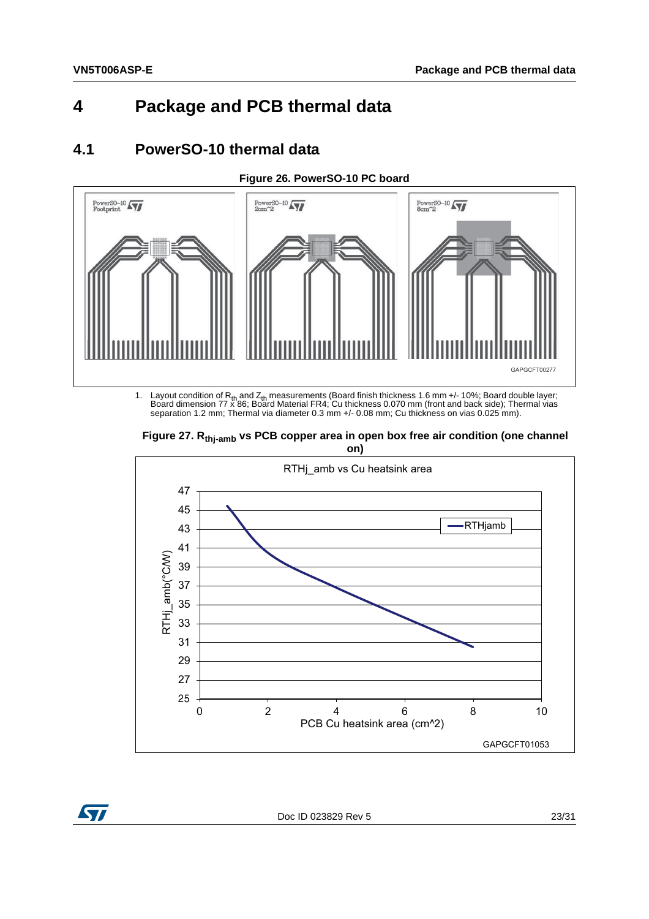# 4 Package and PCB thermal data

## 4.1 PowerSO-10 thermal data

**Figure 26. PowerSO-10 PC board**

1. Layout condition of $R_{th}$ and $Z_{th}$ measurements (Board finish thickness 1.6 mm +/- 10%; Board double layer; Board dimension 77 x 86; Board Material FR4; Cu thickness 0.070 mm (front and back side); Thermal vias separation 1.2 mm; Thermal via diameter 0.3 mm +/- 0.08 mm; Cu thickness on vias 0.025 mm).

**Figure 27. $R_{thj\text{-}amb}$ vs PCB copper area in open box free air condition (one channel on)**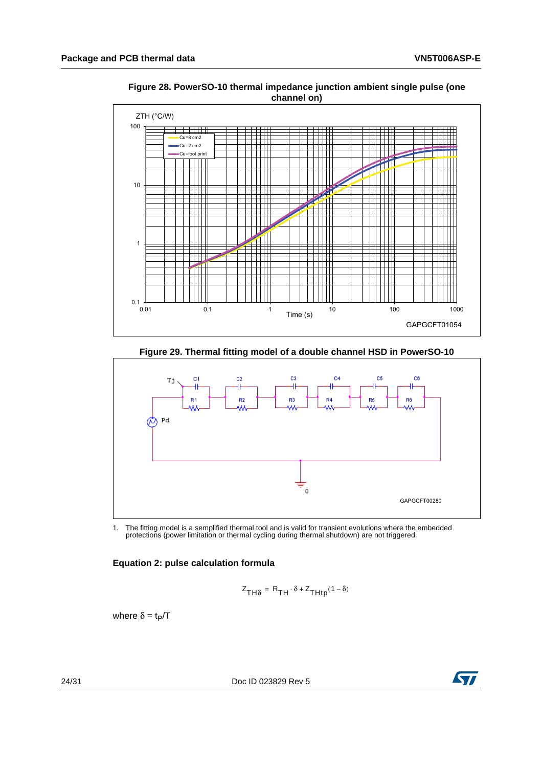**Figure 28. PowerSO-10 thermal impedance junction ambient single pulse (one channel on)**

**Figure 29. Thermal fitting model of a double channel HSD in PowerSO-10**

1. The fitting model is a semplified thermal tool and is valid for transient evolutions where the embedded protections (power limitation or thermal cycling during thermal shutdown) are not triggered.

### Equation 2: pulse calculation formula

$$Z_{TH\delta} = R_{TH} \cdot \delta + Z_{THtp}(1 - \delta)$$

where $\delta = t_P/T$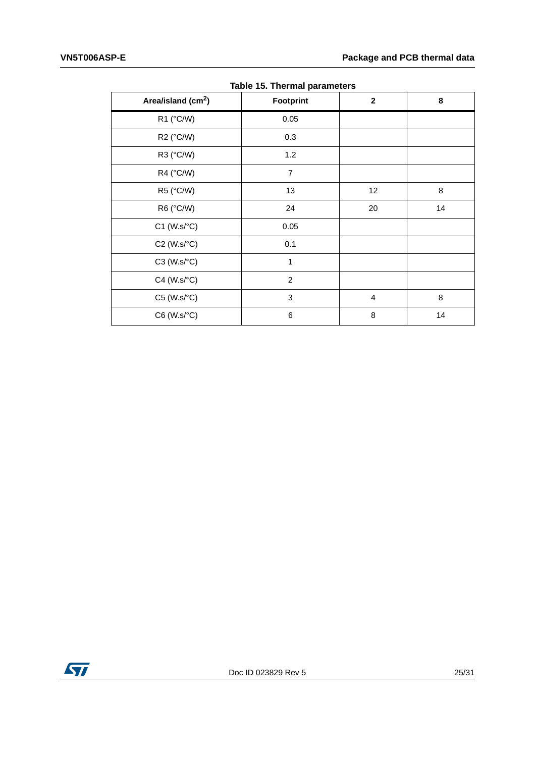**Table 15. Thermal parameters**

| Area/island ($cm^2$) | Footprint | 2 | 8 |
|---|---|---|---|
| R1 (°C/W) | 0.05 | | |
| R2 (°C/W) | 0.3 | | |
| R3 (°C/W) | 1.2 | | |
| R4 (°C/W) | 7 | | |
| R5 (°C/W) | 13 | 12 | 8 |
| R6 (°C/W) | 24 | 20 | 14 |
| C1 (W.s/°C) | 0.05 | | |
| C2 (W.s/°C) | 0.1 | | |
| C3 (W.s/°C) | 1 | | |
| C4 (W.s/°C) | 2 | | |
| C5 (W.s/°C) | 3 | 4 | 8 |
| C6 (W.s/°C) | 6 | 8 | 14 |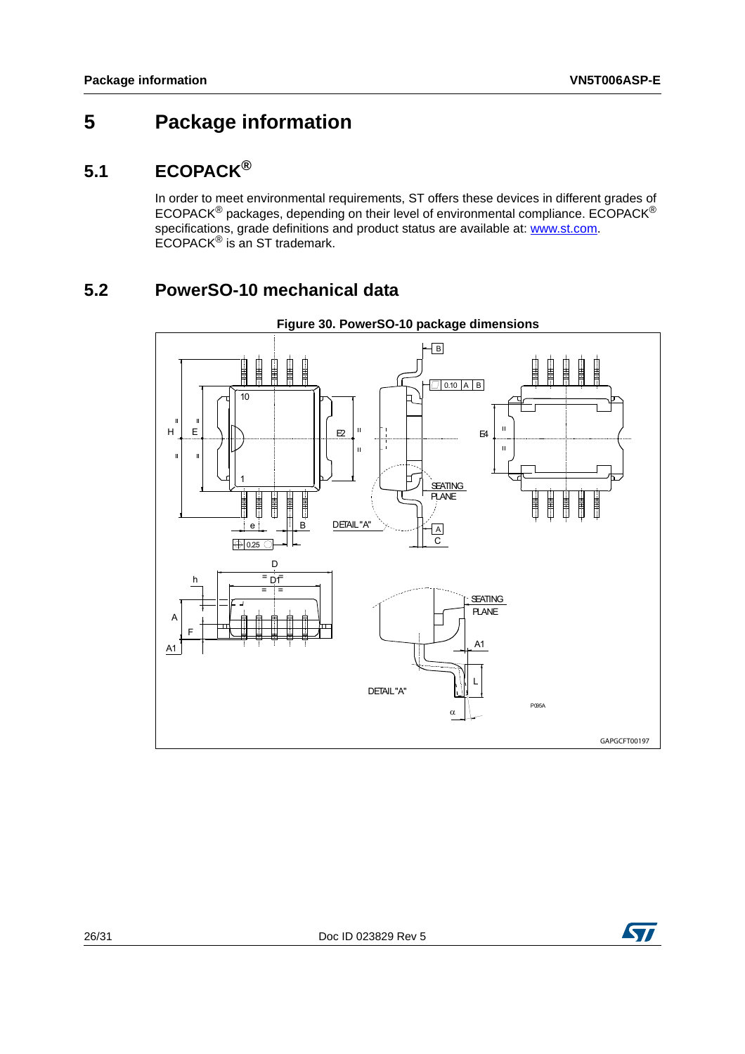# 5 Package information

## 5.1 ECOPACK®

In order to meet environmental requirements, ST offers these devices in different grades of ECOPACK® packages, depending on their level of environmental compliance. ECOPACK® specifications, grade definitions and product status are available at: www.st.com. ECOPACK® is an ST trademark.

## 5.2 PowerSO-10 mechanical data

**Figure 30. PowerSO-10 package dimensions**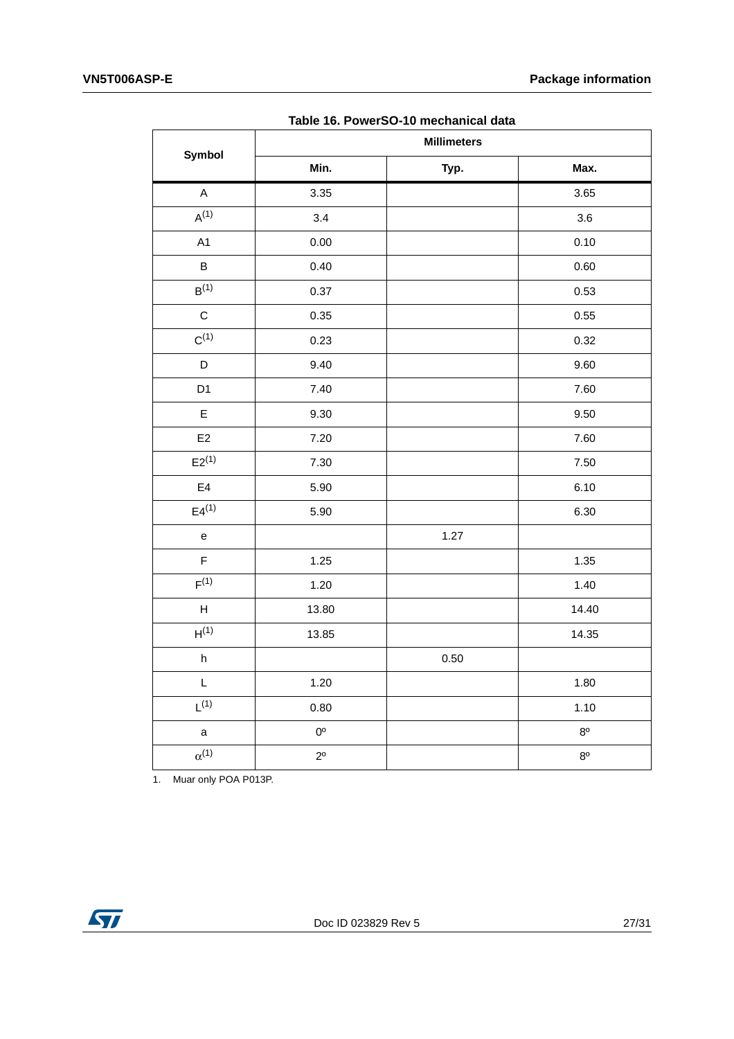**Table 16. PowerSO-10 mechanical data**

| Symbol | Millimeters | | |
|---|---|---|---|
| | Min. | Typ. | Max. |
| A | 3.35 | | 3.65 |
| A [1] | 3.4 | | 3.6 |
| A1 | 0.00 | | 0.10 |
| B | 0.40 | | 0.60 |
| B [1] | 0.37 | | 0.53 |
| C | 0.35 | | 0.55 |
| C [1] | 0.23 | | 0.32 |
| D | 9.40 | | 9.60 |
| D1 | 7.40 | | 7.60 |
| E | 9.30 | | 9.50 |
| E2 | 7.20 | | 7.60 |
| E2 [1] | 7.30 | | 7.50 |
| E4 | 5.90 | | 6.10 |
| E4 [1] | 5.90 | | 6.30 |
| e | | 1.27 | |
| F | 1.25 | | 1.35 |
| F [1] | 1.20 | | 1.40 |
| H | 13.80 | | 14.40 |
| H [1] | 13.85 | | 14.35 |
| h | | 0.50 | |
| L | 1.20 | | 1.80 |
| L [1] | 0.80 | | 1.10 |
| a | 0º | | 8º |
| $\alpha$ [1] | 2º | | 8º |

1. Muar only POA P013P.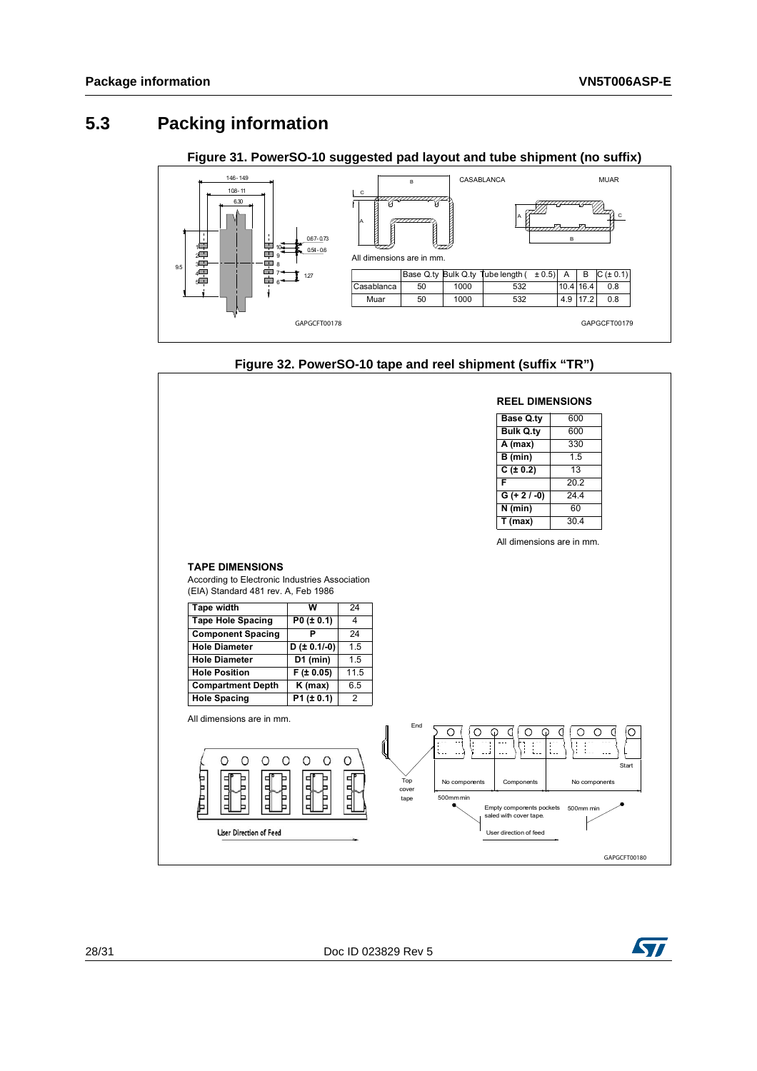## 5.3 Packing information

**Figure 31. PowerSO-10 suggested pad layout and tube shipment (no suffix)**

All dimensions are in mm.

| | Base Q.ty | Bulk Q.ty | Tube length (± 0.5) | A | B | C (± 0.1) |
|---|---|---|---|---|---|---|
| Casablanca | 50 | 1000 | 532 | 10.4 | 16.4 | 0.8 |
| Muar | 50 | 1000 | 532 | 4.9 | 17.2 | 0.8 |

GAPGCFT00178 GAPGCFT00179

**Figure 32. PowerSO-10 tape and reel shipment (suffix "TR")**

**REEL DIMENSIONS**

| | |
|---|---|
| **Base Q.ty** | 600 |
| **Bulk Q.ty** | 600 |
| **A (max)** | 330 |
| **B (min)** | 1.5 |
| **C (± 0.2)** | 13 |
| **F** | 20.2 |
| **G (+ 2 / -0)** | 24.4 |
| **N (min)** | 60 |
| **T (max)** | 30.4 |

All dimensions are in mm.

**TAPE DIMENSIONS**

According to Electronic Industries Association (EIA) Standard 481 rev. A, Feb 1986

| | | |
|---|---|---|
| **Tape width** | **W** | 24 |
| **Tape Hole Spacing** | **P0 (± 0.1)** | 4 |
| **Component Spacing** | **P** | 24 |
| **Hole Diameter** | **D (± 0.1/-0)** | 1.5 |
| **Hole Diameter** | **D1 (min)** | 1.5 |
| **Hole Position** | **F (± 0.05)** | 11.5 |
| **Compartment Depth** | **K (max)** | 6.5 |
| **Hole Spacing** | **P1 (± 0.1)** | 2 |

All dimensions are in mm.

GAPGCFT00180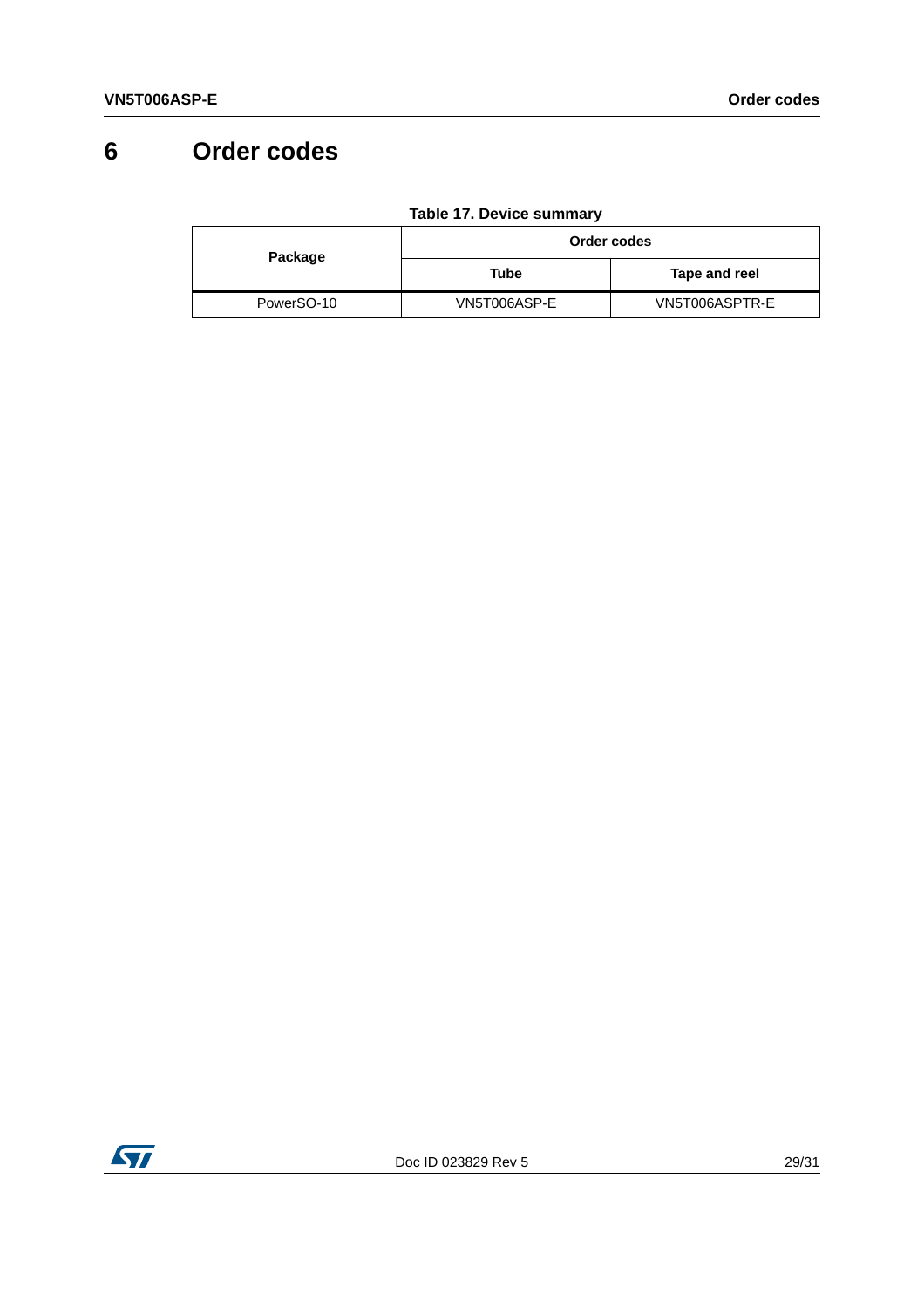# 6 Order codes

**Table 17. Device summary**

| Package | Order codes | |
|---|---|---|
| | Tube | Tape and reel |
| PowerSO-10 | VN5T006ASP-E | VN5T006ASPTR-E |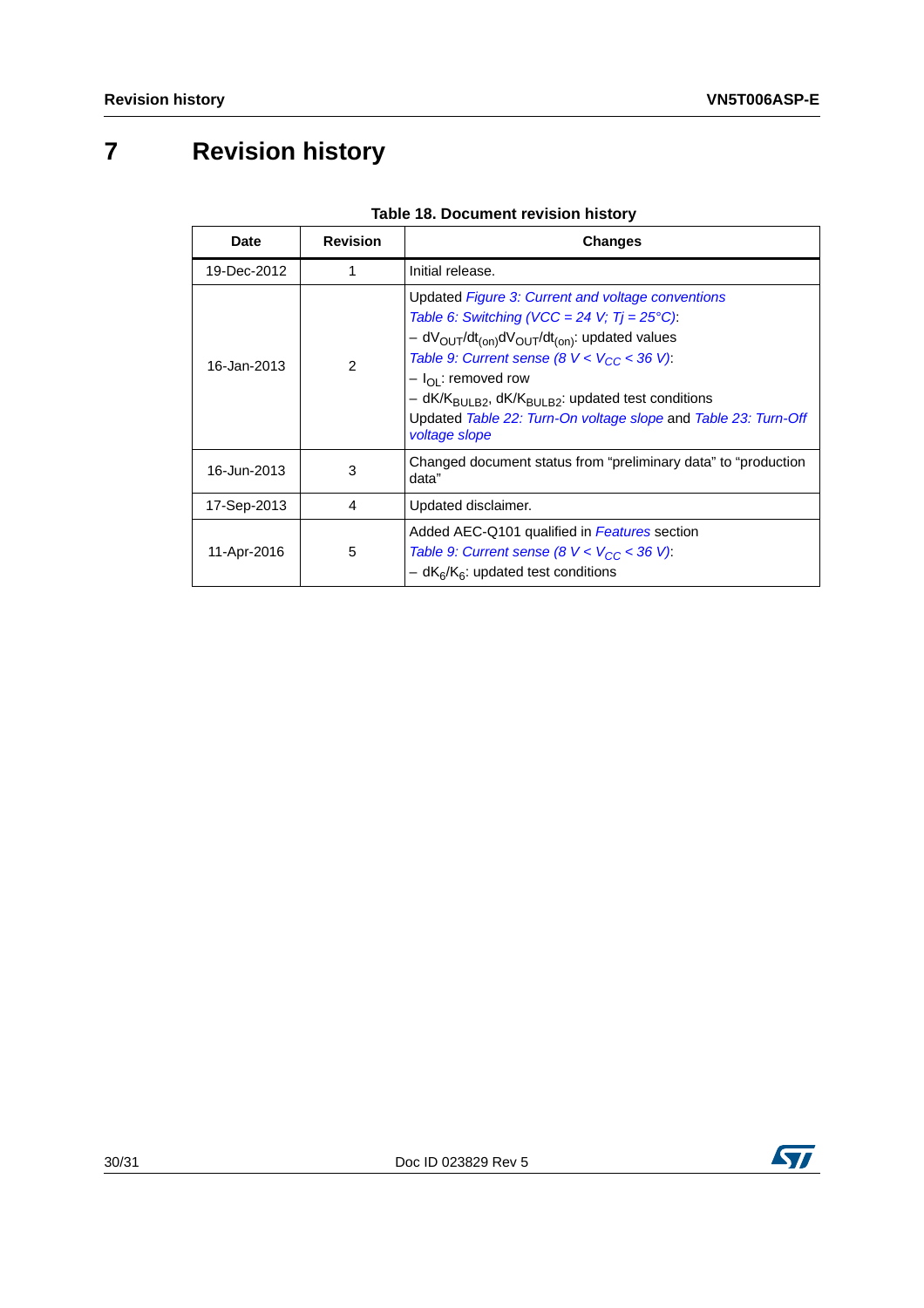# 7 Revision history

**Table 18. Document revision history**

| Date | Revision | Changes |
|---|---|---|
| 19-Dec-2012 | 1 | Initial release. |
| 16-Jan-2013 | 2 | Updated *Figure 3: Current and voltage conventions*<br>*Table 6: Switching (VCC = 24 V; Tj = 25°C)*:<br>– $dV_{OUT}/dt_{(on)}dV_{OUT}/dt_{(on)}$: updated values<br>*Table 9: Current sense (8 V < $V_{CC}$ < 36 V)*:<br>– $I_{OL}$: removed row<br>– $dK/K_{BULB2}$, $dK/K_{BULB2}$: updated test conditions<br>Updated *Table 22: Turn-On voltage slope* and *Table 23: Turn-Off voltage slope* |
| 16-Jun-2013 | 3 | Changed document status from “preliminary data” to “production data” |
| 17-Sep-2013 | 4 | Updated disclaimer. |
| 11-Apr-2016 | 5 | Added AEC-Q101 qualified in *Features* section<br>*Table 9: Current sense (8 V < $V_{CC}$ < 36 V)*:<br>– $dK_6/K_6$: updated test conditions |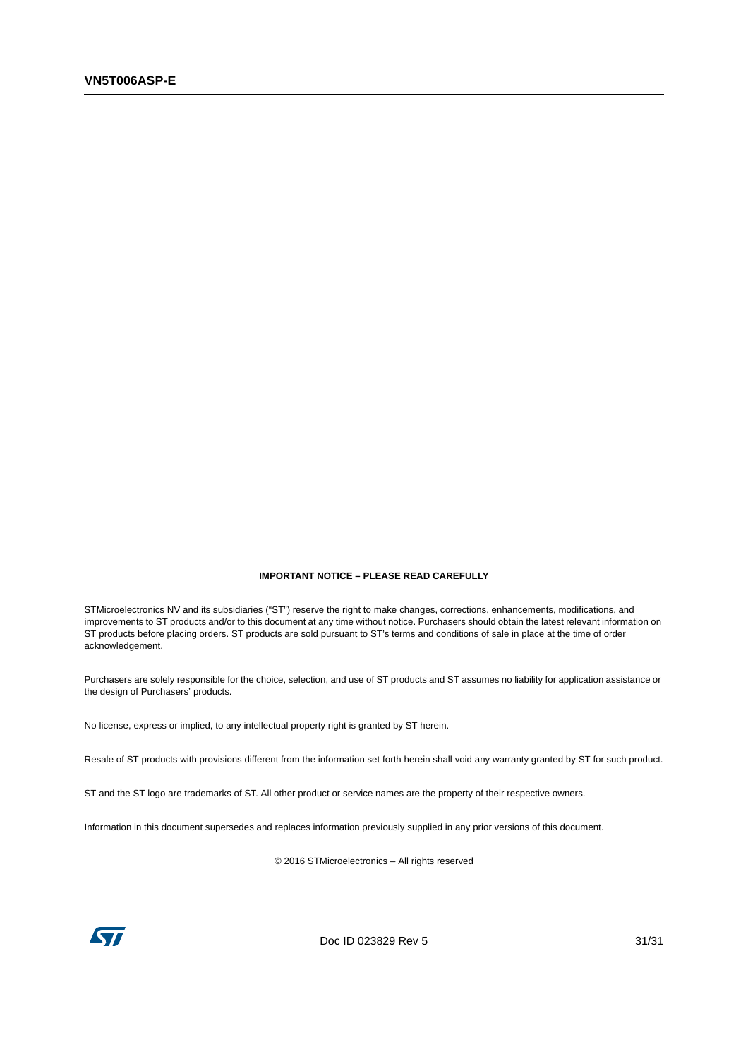**IMPORTANT NOTICE – PLEASE READ CAREFULLY**

STMicroelectronics NV and its subsidiaries (“ST”) reserve the right to make changes, corrections, enhancements, modifications, and improvements to ST products and/or to this document at any time without notice. Purchasers should obtain the latest relevant information on ST products before placing orders. ST products are sold pursuant to ST’s terms and conditions of sale in place at the time of order acknowledgement.

Purchasers are solely responsible for the choice, selection, and use of ST products and ST assumes no liability for application assistance or the design of Purchasers’ products.

No license, express or implied, to any intellectual property right is granted by ST herein.

Resale of ST products with provisions different from the information set forth herein shall void any warranty granted by ST for such product.

ST and the ST logo are trademarks of ST. All other product or service names are the property of their respective owners.

Information in this document supersedes and replaces information previously supplied in any prior versions of this document.

© 2016 STMicroelectronics – All rights reserved